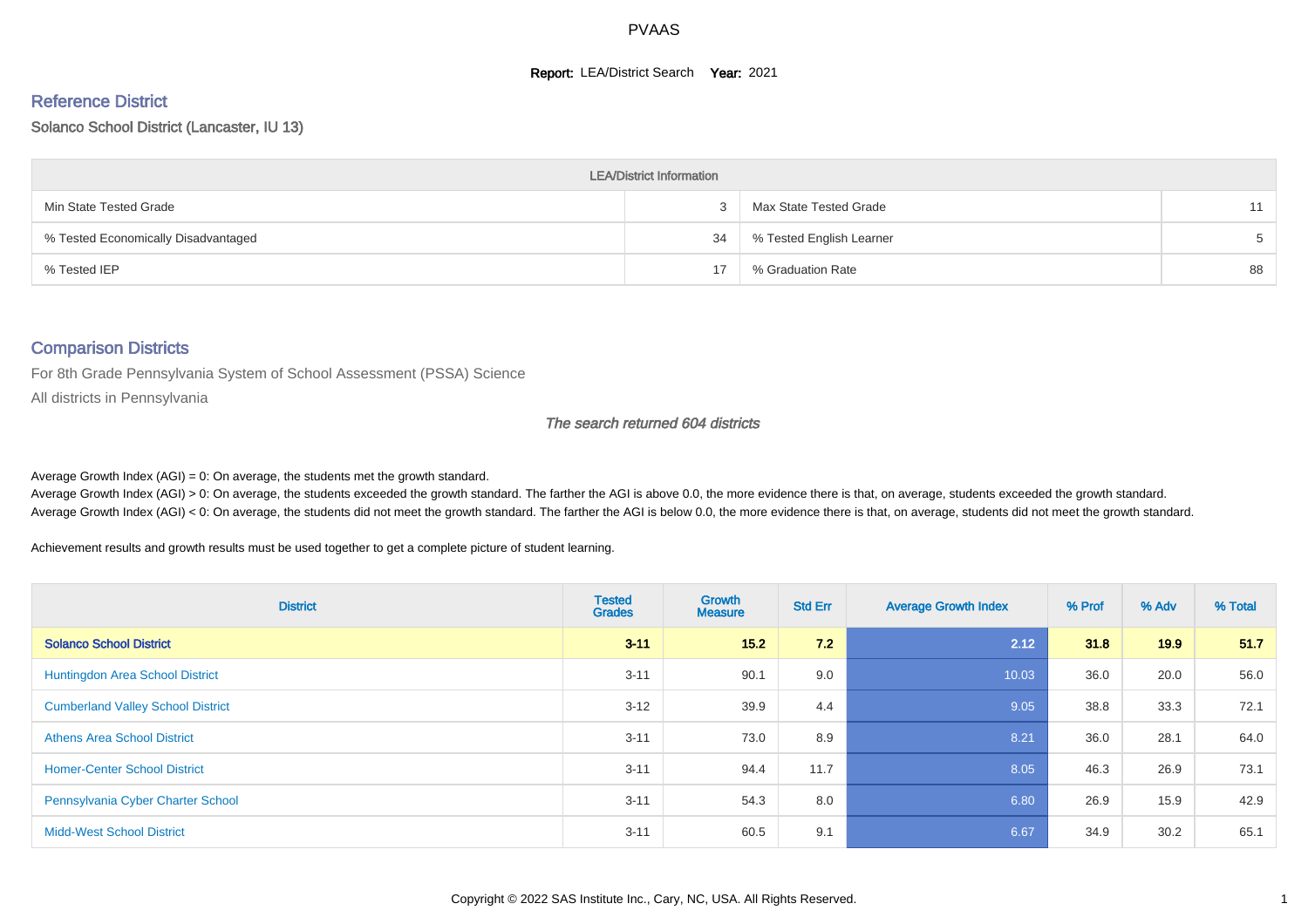# PVAAS

**Report:** LEA/District Search **Year:** 2021

## Reference District

Solanco School District (Lancaster, IU 13)

| LEA/District Information | | | |
|---|---|---|---|
| Min State Tested Grade | 3 | Max State Tested Grade | 11 |
| % Tested Economically Disadvantaged | 34 | % Tested English Learner | 5 |
| % Tested IEP | 17 | % Graduation Rate | 88 |

## Comparison Districts

For 8th Grade Pennsylvania System of School Assessment (PSSA) Science

All districts in Pennsylvania

*The search returned 604 districts*

Average Growth Index (AGI) = 0: On average, the students met the growth standard.
Average Growth Index (AGI) > 0: On average, the students exceeded the growth standard. The farther the AGI is above 0.0, the more evidence there is that, on average, students exceeded the growth standard.
Average Growth Index (AGI) < 0: On average, the students did not meet the growth standard. The farther the AGI is below 0.0, the more evidence there is that, on average, students did not meet the growth standard.

Achievement results and growth results must be used together to get a complete picture of student learning.

| District | Tested Grades | Growth Measure | Std Err | Average Growth Index | % Prof | % Adv | % Total |
|---|---|---|---|---|---|---|---|
| **Solanco School District** | **3-11** | **15.2** | **7.2** | **2.12** | **31.8** | **19.9** | **51.7** |
| Huntingdon Area School District | 3-11 | 90.1 | 9.0 | 10.03 | 36.0 | 20.0 | 56.0 |
| Cumberland Valley School District | 3-12 | 39.9 | 4.4 | 9.05 | 38.8 | 33.3 | 72.1 |
| Athens Area School District | 3-11 | 73.0 | 8.9 | 8.21 | 36.0 | 28.1 | 64.0 |
| Homer-Center School District | 3-11 | 94.4 | 11.7 | 8.05 | 46.3 | 26.9 | 73.1 |
| Pennsylvania Cyber Charter School | 3-11 | 54.3 | 8.0 | 6.80 | 26.9 | 15.9 | 42.9 |
| Midd-West School District | 3-11 | 60.5 | 9.1 | 6.67 | 34.9 | 30.2 | 65.1 |

Copyright © 2022 SAS Institute Inc., Cary, NC, USA. All Rights Reserved.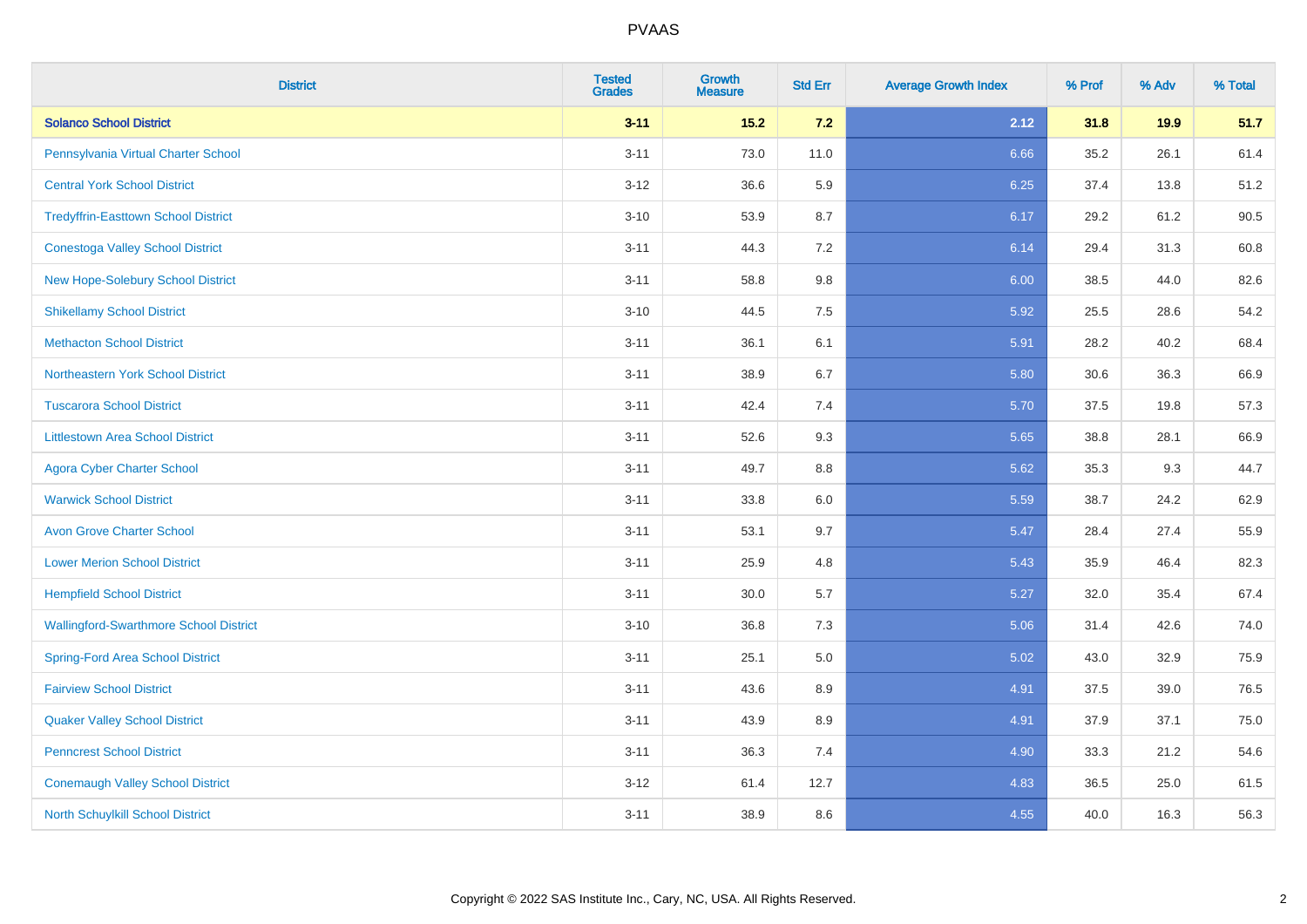| District | Tested Grades | Growth Measure | Std Err | Average Growth Index | % Prof | % Adv | % Total |
|---|---|---|---|---|---|---|---|
| **Solanco School District** | **3-11** | **15.2** | **7.2** | **2.12** | **31.8** | **19.9** | **51.7** |
| Pennsylvania Virtual Charter School | 3-11 | 73.0 | 11.0 | 6.66 | 35.2 | 26.1 | 61.4 |
| Central York School District | 3-12 | 36.6 | 5.9 | 6.25 | 37.4 | 13.8 | 51.2 |
| Tredyffrin-Easttown School District | 3-10 | 53.9 | 8.7 | 6.17 | 29.2 | 61.2 | 90.5 |
| Conestoga Valley School District | 3-11 | 44.3 | 7.2 | 6.14 | 29.4 | 31.3 | 60.8 |
| New Hope-Solebury School District | 3-11 | 58.8 | 9.8 | 6.00 | 38.5 | 44.0 | 82.6 |
| Shikellamy School District | 3-10 | 44.5 | 7.5 | 5.92 | 25.5 | 28.6 | 54.2 |
| Methacton School District | 3-11 | 36.1 | 6.1 | 5.91 | 28.2 | 40.2 | 68.4 |
| Northeastern York School District | 3-11 | 38.9 | 6.7 | 5.80 | 30.6 | 36.3 | 66.9 |
| Tuscarora School District | 3-11 | 42.4 | 7.4 | 5.70 | 37.5 | 19.8 | 57.3 |
| Littlestown Area School District | 3-11 | 52.6 | 9.3 | 5.65 | 38.8 | 28.1 | 66.9 |
| Agora Cyber Charter School | 3-11 | 49.7 | 8.8 | 5.62 | 35.3 | 9.3 | 44.7 |
| Warwick School District | 3-11 | 33.8 | 6.0 | 5.59 | 38.7 | 24.2 | 62.9 |
| Avon Grove Charter School | 3-11 | 53.1 | 9.7 | 5.47 | 28.4 | 27.4 | 55.9 |
| Lower Merion School District | 3-11 | 25.9 | 4.8 | 5.43 | 35.9 | 46.4 | 82.3 |
| Hempfield School District | 3-11 | 30.0 | 5.7 | 5.27 | 32.0 | 35.4 | 67.4 |
| Wallingford-Swarthmore School District | 3-10 | 36.8 | 7.3 | 5.06 | 31.4 | 42.6 | 74.0 |
| Spring-Ford Area School District | 3-11 | 25.1 | 5.0 | 5.02 | 43.0 | 32.9 | 75.9 |
| Fairview School District | 3-11 | 43.6 | 8.9 | 4.91 | 37.5 | 39.0 | 76.5 |
| Quaker Valley School District | 3-11 | 43.9 | 8.9 | 4.91 | 37.9 | 37.1 | 75.0 |
| Penncrest School District | 3-11 | 36.3 | 7.4 | 4.90 | 33.3 | 21.2 | 54.6 |
| Conemaugh Valley School District | 3-12 | 61.4 | 12.7 | 4.83 | 36.5 | 25.0 | 61.5 |
| North Schuylkill School District | 3-11 | 38.9 | 8.6 | 4.55 | 40.0 | 16.3 | 56.3 |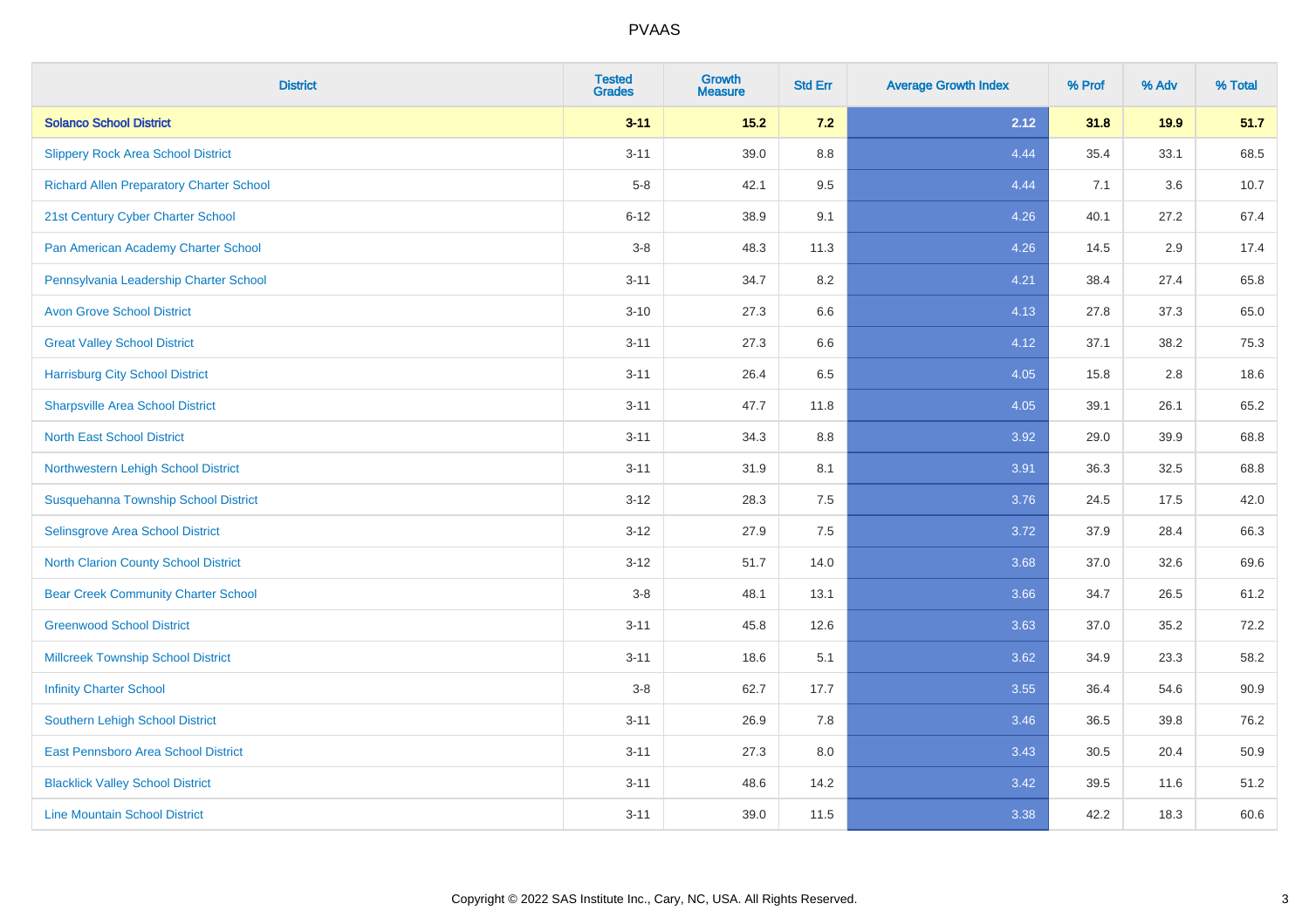| District | Tested Grades | Growth Measure | Std Err | Average Growth Index | % Prof | % Adv | % Total |
|---|---|---|---|---|---|---|---|
| **Solanco School District** | **3-11** | **15.2** | **7.2** | **2.12** | **31.8** | **19.9** | **51.7** |
| Slippery Rock Area School District | 3-11 | 39.0 | 8.8 | 4.44 | 35.4 | 33.1 | 68.5 |
| Richard Allen Preparatory Charter School | 5-8 | 42.1 | 9.5 | 4.44 | 7.1 | 3.6 | 10.7 |
| 21st Century Cyber Charter School | 6-12 | 38.9 | 9.1 | 4.26 | 40.1 | 27.2 | 67.4 |
| Pan American Academy Charter School | 3-8 | 48.3 | 11.3 | 4.26 | 14.5 | 2.9 | 17.4 |
| Pennsylvania Leadership Charter School | 3-11 | 34.7 | 8.2 | 4.21 | 38.4 | 27.4 | 65.8 |
| Avon Grove School District | 3-10 | 27.3 | 6.6 | 4.13 | 27.8 | 37.3 | 65.0 |
| Great Valley School District | 3-11 | 27.3 | 6.6 | 4.12 | 37.1 | 38.2 | 75.3 |
| Harrisburg City School District | 3-11 | 26.4 | 6.5 | 4.05 | 15.8 | 2.8 | 18.6 |
| Sharpsville Area School District | 3-11 | 47.7 | 11.8 | 4.05 | 39.1 | 26.1 | 65.2 |
| North East School District | 3-11 | 34.3 | 8.8 | 3.92 | 29.0 | 39.9 | 68.8 |
| Northwestern Lehigh School District | 3-11 | 31.9 | 8.1 | 3.91 | 36.3 | 32.5 | 68.8 |
| Susquehanna Township School District | 3-12 | 28.3 | 7.5 | 3.76 | 24.5 | 17.5 | 42.0 |
| Selinsgrove Area School District | 3-12 | 27.9 | 7.5 | 3.72 | 37.9 | 28.4 | 66.3 |
| North Clarion County School District | 3-12 | 51.7 | 14.0 | 3.68 | 37.0 | 32.6 | 69.6 |
| Bear Creek Community Charter School | 3-8 | 48.1 | 13.1 | 3.66 | 34.7 | 26.5 | 61.2 |
| Greenwood School District | 3-11 | 45.8 | 12.6 | 3.63 | 37.0 | 35.2 | 72.2 |
| Millcreek Township School District | 3-11 | 18.6 | 5.1 | 3.62 | 34.9 | 23.3 | 58.2 |
| Infinity Charter School | 3-8 | 62.7 | 17.7 | 3.55 | 36.4 | 54.6 | 90.9 |
| Southern Lehigh School District | 3-11 | 26.9 | 7.8 | 3.46 | 36.5 | 39.8 | 76.2 |
| East Pennsboro Area School District | 3-11 | 27.3 | 8.0 | 3.43 | 30.5 | 20.4 | 50.9 |
| Blacklick Valley School District | 3-11 | 48.6 | 14.2 | 3.42 | 39.5 | 11.6 | 51.2 |
| Line Mountain School District | 3-11 | 39.0 | 11.5 | 3.38 | 42.2 | 18.3 | 60.6 |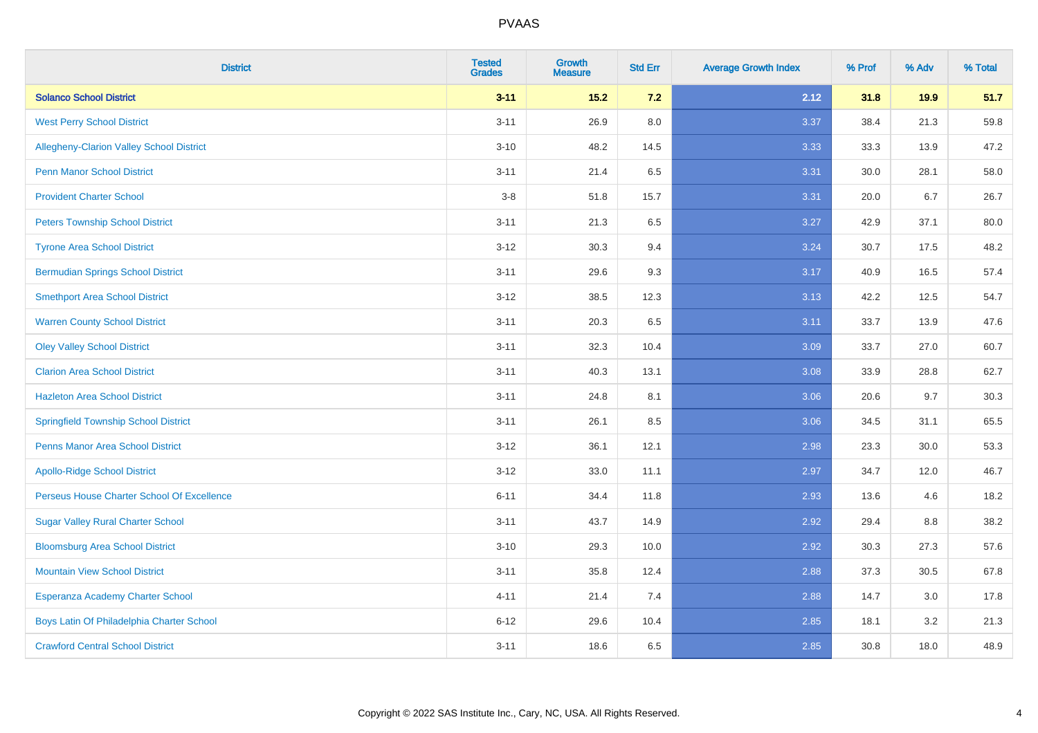PVAAS

| District | Tested Grades | Growth Measure | Std Err | Average Growth Index | % Prof | % Adv | % Total |
|---|---|---|---|---|---|---|---|
| **Solanco School District** | **3-11** | **15.2** | **7.2** | **2.12** | **31.8** | **19.9** | **51.7** |
| West Perry School District | 3-11 | 26.9 | 8.0 | 3.37 | 38.4 | 21.3 | 59.8 |
| Allegheny-Clarion Valley School District | 3-10 | 48.2 | 14.5 | 3.33 | 33.3 | 13.9 | 47.2 |
| Penn Manor School District | 3-11 | 21.4 | 6.5 | 3.31 | 30.0 | 28.1 | 58.0 |
| Provident Charter School | 3-8 | 51.8 | 15.7 | 3.31 | 20.0 | 6.7 | 26.7 |
| Peters Township School District | 3-11 | 21.3 | 6.5 | 3.27 | 42.9 | 37.1 | 80.0 |
| Tyrone Area School District | 3-12 | 30.3 | 9.4 | 3.24 | 30.7 | 17.5 | 48.2 |
| Bermudian Springs School District | 3-11 | 29.6 | 9.3 | 3.17 | 40.9 | 16.5 | 57.4 |
| Smethport Area School District | 3-12 | 38.5 | 12.3 | 3.13 | 42.2 | 12.5 | 54.7 |
| Warren County School District | 3-11 | 20.3 | 6.5 | 3.11 | 33.7 | 13.9 | 47.6 |
| Oley Valley School District | 3-11 | 32.3 | 10.4 | 3.09 | 33.7 | 27.0 | 60.7 |
| Clarion Area School District | 3-11 | 40.3 | 13.1 | 3.08 | 33.9 | 28.8 | 62.7 |
| Hazleton Area School District | 3-11 | 24.8 | 8.1 | 3.06 | 20.6 | 9.7 | 30.3 |
| Springfield Township School District | 3-11 | 26.1 | 8.5 | 3.06 | 34.5 | 31.1 | 65.5 |
| Penns Manor Area School District | 3-12 | 36.1 | 12.1 | 2.98 | 23.3 | 30.0 | 53.3 |
| Apollo-Ridge School District | 3-12 | 33.0 | 11.1 | 2.97 | 34.7 | 12.0 | 46.7 |
| Perseus House Charter School Of Excellence | 6-11 | 34.4 | 11.8 | 2.93 | 13.6 | 4.6 | 18.2 |
| Sugar Valley Rural Charter School | 3-11 | 43.7 | 14.9 | 2.92 | 29.4 | 8.8 | 38.2 |
| Bloomsburg Area School District | 3-10 | 29.3 | 10.0 | 2.92 | 30.3 | 27.3 | 57.6 |
| Mountain View School District | 3-11 | 35.8 | 12.4 | 2.88 | 37.3 | 30.5 | 67.8 |
| Esperanza Academy Charter School | 4-11 | 21.4 | 7.4 | 2.88 | 14.7 | 3.0 | 17.8 |
| Boys Latin Of Philadelphia Charter School | 6-12 | 29.6 | 10.4 | 2.85 | 18.1 | 3.2 | 21.3 |
| Crawford Central School District | 3-11 | 18.6 | 6.5 | 2.85 | 30.8 | 18.0 | 48.9 |

Copyright © 2022 SAS Institute Inc., Cary, NC, USA. All Rights Reserved.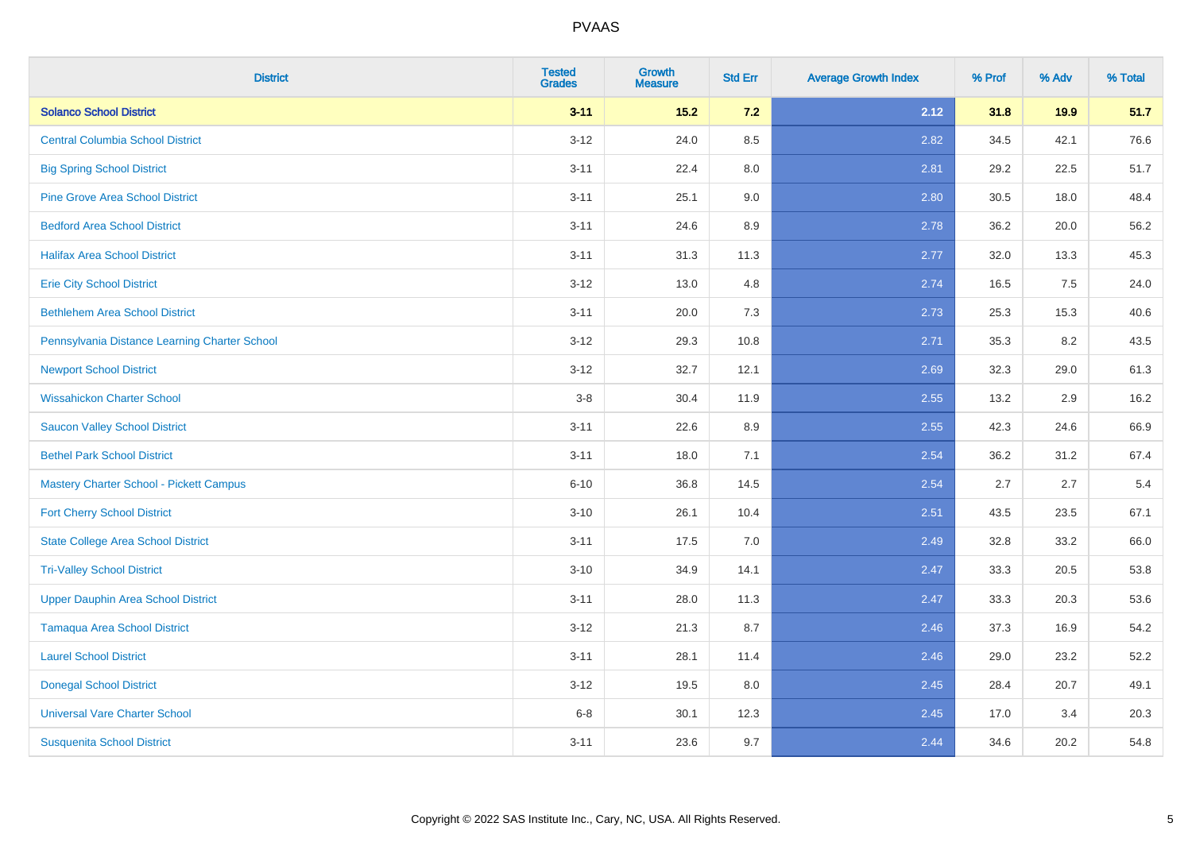| District | Tested Grades | Growth Measure | Std Err | Average Growth Index | % Prof | % Adv | % Total |
|---|---|---|---|---|---|---|---|
| **Solanco School District** | **3-11** | **15.2** | **7.2** | **2.12** | **31.8** | **19.9** | **51.7** |
| Central Columbia School District | 3-12 | 24.0 | 8.5 | 2.82 | 34.5 | 42.1 | 76.6 |
| Big Spring School District | 3-11 | 22.4 | 8.0 | 2.81 | 29.2 | 22.5 | 51.7 |
| Pine Grove Area School District | 3-11 | 25.1 | 9.0 | 2.80 | 30.5 | 18.0 | 48.4 |
| Bedford Area School District | 3-11 | 24.6 | 8.9 | 2.78 | 36.2 | 20.0 | 56.2 |
| Halifax Area School District | 3-11 | 31.3 | 11.3 | 2.77 | 32.0 | 13.3 | 45.3 |
| Erie City School District | 3-12 | 13.0 | 4.8 | 2.74 | 16.5 | 7.5 | 24.0 |
| Bethlehem Area School District | 3-11 | 20.0 | 7.3 | 2.73 | 25.3 | 15.3 | 40.6 |
| Pennsylvania Distance Learning Charter School | 3-12 | 29.3 | 10.8 | 2.71 | 35.3 | 8.2 | 43.5 |
| Newport School District | 3-12 | 32.7 | 12.1 | 2.69 | 32.3 | 29.0 | 61.3 |
| Wissahickon Charter School | 3-8 | 30.4 | 11.9 | 2.55 | 13.2 | 2.9 | 16.2 |
| Saucon Valley School District | 3-11 | 22.6 | 8.9 | 2.55 | 42.3 | 24.6 | 66.9 |
| Bethel Park School District | 3-11 | 18.0 | 7.1 | 2.54 | 36.2 | 31.2 | 67.4 |
| Mastery Charter School - Pickett Campus | 6-10 | 36.8 | 14.5 | 2.54 | 2.7 | 2.7 | 5.4 |
| Fort Cherry School District | 3-10 | 26.1 | 10.4 | 2.51 | 43.5 | 23.5 | 67.1 |
| State College Area School District | 3-11 | 17.5 | 7.0 | 2.49 | 32.8 | 33.2 | 66.0 |
| Tri-Valley School District | 3-10 | 34.9 | 14.1 | 2.47 | 33.3 | 20.5 | 53.8 |
| Upper Dauphin Area School District | 3-11 | 28.0 | 11.3 | 2.47 | 33.3 | 20.3 | 53.6 |
| Tamaqua Area School District | 3-12 | 21.3 | 8.7 | 2.46 | 37.3 | 16.9 | 54.2 |
| Laurel School District | 3-11 | 28.1 | 11.4 | 2.46 | 29.0 | 23.2 | 52.2 |
| Donegal School District | 3-12 | 19.5 | 8.0 | 2.45 | 28.4 | 20.7 | 49.1 |
| Universal Vare Charter School | 6-8 | 30.1 | 12.3 | 2.45 | 17.0 | 3.4 | 20.3 |
| Susquenita School District | 3-11 | 23.6 | 9.7 | 2.44 | 34.6 | 20.2 | 54.8 |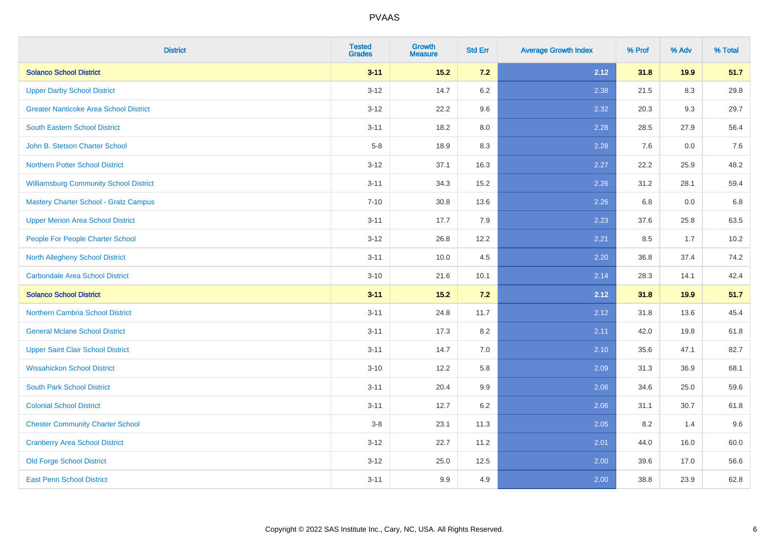| District | Tested Grades | Growth Measure | Std Err | Average Growth Index | % Prof | % Adv | % Total |
|---|---|---|---|---|---|---|---|
| **Solanco School District** | **3-11** | **15.2** | **7.2** | **2.12** | **31.8** | **19.9** | **51.7** |
| Upper Darby School District | 3-12 | 14.7 | 6.2 | 2.38 | 21.5 | 8.3 | 29.8 |
| Greater Nanticoke Area School District | 3-12 | 22.2 | 9.6 | 2.32 | 20.3 | 9.3 | 29.7 |
| South Eastern School District | 3-11 | 18.2 | 8.0 | 2.28 | 28.5 | 27.9 | 56.4 |
| John B. Stetson Charter School | 5-8 | 18.9 | 8.3 | 2.28 | 7.6 | 0.0 | 7.6 |
| Northern Potter School District | 3-12 | 37.1 | 16.3 | 2.27 | 22.2 | 25.9 | 48.2 |
| Williamsburg Community School District | 3-11 | 34.3 | 15.2 | 2.26 | 31.2 | 28.1 | 59.4 |
| Mastery Charter School - Gratz Campus | 7-10 | 30.8 | 13.6 | 2.26 | 6.8 | 0.0 | 6.8 |
| Upper Merion Area School District | 3-11 | 17.7 | 7.9 | 2.23 | 37.6 | 25.8 | 63.5 |
| People For People Charter School | 3-12 | 26.8 | 12.2 | 2.21 | 8.5 | 1.7 | 10.2 |
| North Allegheny School District | 3-11 | 10.0 | 4.5 | 2.20 | 36.8 | 37.4 | 74.2 |
| Carbondale Area School District | 3-10 | 21.6 | 10.1 | 2.14 | 28.3 | 14.1 | 42.4 |
| **Solanco School District** | **3-11** | **15.2** | **7.2** | **2.12** | **31.8** | **19.9** | **51.7** |
| Northern Cambria School District | 3-11 | 24.8 | 11.7 | 2.12 | 31.8 | 13.6 | 45.4 |
| General Mclane School District | 3-11 | 17.3 | 8.2 | 2.11 | 42.0 | 19.8 | 61.8 |
| Upper Saint Clair School District | 3-11 | 14.7 | 7.0 | 2.10 | 35.6 | 47.1 | 82.7 |
| Wissahickon School District | 3-10 | 12.2 | 5.8 | 2.09 | 31.3 | 36.9 | 68.1 |
| South Park School District | 3-11 | 20.4 | 9.9 | 2.06 | 34.6 | 25.0 | 59.6 |
| Colonial School District | 3-11 | 12.7 | 6.2 | 2.06 | 31.1 | 30.7 | 61.8 |
| Chester Community Charter School | 3-8 | 23.1 | 11.3 | 2.05 | 8.2 | 1.4 | 9.6 |
| Cranberry Area School District | 3-12 | 22.7 | 11.2 | 2.01 | 44.0 | 16.0 | 60.0 |
| Old Forge School District | 3-12 | 25.0 | 12.5 | 2.00 | 39.6 | 17.0 | 56.6 |
| East Penn School District | 3-11 | 9.9 | 4.9 | 2.00 | 38.8 | 23.9 | 62.8 |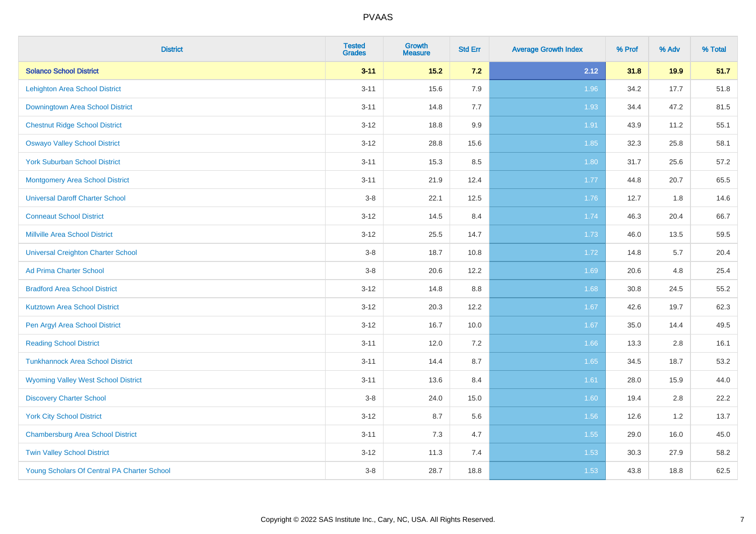| District | Tested Grades | Growth Measure | Std Err | Average Growth Index | % Prof | % Adv | % Total |
|---|---|---|---|---|---|---|---|
| **Solanco School District** | **3-11** | **15.2** | **7.2** | **2.12** | **31.8** | **19.9** | **51.7** |
| Lehighton Area School District | 3-11 | 15.6 | 7.9 | 1.96 | 34.2 | 17.7 | 51.8 |
| Downingtown Area School District | 3-11 | 14.8 | 7.7 | 1.93 | 34.4 | 47.2 | 81.5 |
| Chestnut Ridge School District | 3-12 | 18.8 | 9.9 | 1.91 | 43.9 | 11.2 | 55.1 |
| Oswayo Valley School District | 3-12 | 28.8 | 15.6 | 1.85 | 32.3 | 25.8 | 58.1 |
| York Suburban School District | 3-11 | 15.3 | 8.5 | 1.80 | 31.7 | 25.6 | 57.2 |
| Montgomery Area School District | 3-11 | 21.9 | 12.4 | 1.77 | 44.8 | 20.7 | 65.5 |
| Universal Daroff Charter School | 3-8 | 22.1 | 12.5 | 1.76 | 12.7 | 1.8 | 14.6 |
| Conneaut School District | 3-12 | 14.5 | 8.4 | 1.74 | 46.3 | 20.4 | 66.7 |
| Millville Area School District | 3-12 | 25.5 | 14.7 | 1.73 | 46.0 | 13.5 | 59.5 |
| Universal Creighton Charter School | 3-8 | 18.7 | 10.8 | 1.72 | 14.8 | 5.7 | 20.4 |
| Ad Prima Charter School | 3-8 | 20.6 | 12.2 | 1.69 | 20.6 | 4.8 | 25.4 |
| Bradford Area School District | 3-12 | 14.8 | 8.8 | 1.68 | 30.8 | 24.5 | 55.2 |
| Kutztown Area School District | 3-12 | 20.3 | 12.2 | 1.67 | 42.6 | 19.7 | 62.3 |
| Pen Argyl Area School District | 3-12 | 16.7 | 10.0 | 1.67 | 35.0 | 14.4 | 49.5 |
| Reading School District | 3-11 | 12.0 | 7.2 | 1.66 | 13.3 | 2.8 | 16.1 |
| Tunkhannock Area School District | 3-11 | 14.4 | 8.7 | 1.65 | 34.5 | 18.7 | 53.2 |
| Wyoming Valley West School District | 3-11 | 13.6 | 8.4 | 1.61 | 28.0 | 15.9 | 44.0 |
| Discovery Charter School | 3-8 | 24.0 | 15.0 | 1.60 | 19.4 | 2.8 | 22.2 |
| York City School District | 3-12 | 8.7 | 5.6 | 1.56 | 12.6 | 1.2 | 13.7 |
| Chambersburg Area School District | 3-11 | 7.3 | 4.7 | 1.55 | 29.0 | 16.0 | 45.0 |
| Twin Valley School District | 3-12 | 11.3 | 7.4 | 1.53 | 30.3 | 27.9 | 58.2 |
| Young Scholars Of Central PA Charter School | 3-8 | 28.7 | 18.8 | 1.53 | 43.8 | 18.8 | 62.5 |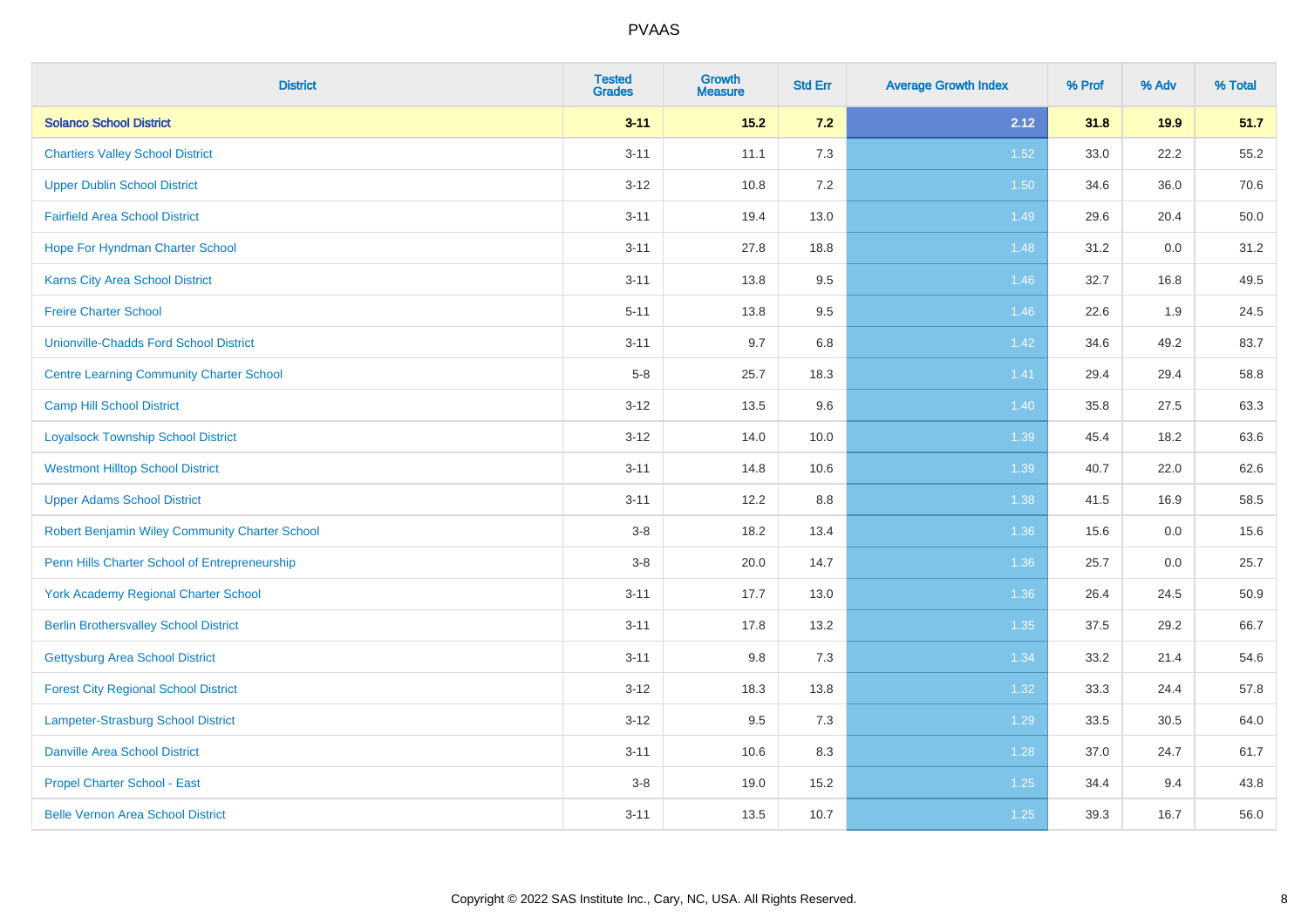# PVAAS

| District | Tested Grades | Growth Measure | Std Err | Average Growth Index | % Prof | % Adv | % Total |
|---|---|---|---|---|---|---|---|
| **Solanco School District** | **3-11** | **15.2** | **7.2** | **2.12** | **31.8** | **19.9** | **51.7** |
| Chartiers Valley School District | 3-11 | 11.1 | 7.3 | 1.52 | 33.0 | 22.2 | 55.2 |
| Upper Dublin School District | 3-12 | 10.8 | 7.2 | 1.50 | 34.6 | 36.0 | 70.6 |
| Fairfield Area School District | 3-11 | 19.4 | 13.0 | 1.49 | 29.6 | 20.4 | 50.0 |
| Hope For Hyndman Charter School | 3-11 | 27.8 | 18.8 | 1.48 | 31.2 | 0.0 | 31.2 |
| Karns City Area School District | 3-11 | 13.8 | 9.5 | 1.46 | 32.7 | 16.8 | 49.5 |
| Freire Charter School | 5-11 | 13.8 | 9.5 | 1.46 | 22.6 | 1.9 | 24.5 |
| Unionville-Chadds Ford School District | 3-11 | 9.7 | 6.8 | 1.42 | 34.6 | 49.2 | 83.7 |
| Centre Learning Community Charter School | 5-8 | 25.7 | 18.3 | 1.41 | 29.4 | 29.4 | 58.8 |
| Camp Hill School District | 3-12 | 13.5 | 9.6 | 1.40 | 35.8 | 27.5 | 63.3 |
| Loyalsock Township School District | 3-12 | 14.0 | 10.0 | 1.39 | 45.4 | 18.2 | 63.6 |
| Westmont Hilltop School District | 3-11 | 14.8 | 10.6 | 1.39 | 40.7 | 22.0 | 62.6 |
| Upper Adams School District | 3-11 | 12.2 | 8.8 | 1.38 | 41.5 | 16.9 | 58.5 |
| Robert Benjamin Wiley Community Charter School | 3-8 | 18.2 | 13.4 | 1.36 | 15.6 | 0.0 | 15.6 |
| Penn Hills Charter School of Entrepreneurship | 3-8 | 20.0 | 14.7 | 1.36 | 25.7 | 0.0 | 25.7 |
| York Academy Regional Charter School | 3-11 | 17.7 | 13.0 | 1.36 | 26.4 | 24.5 | 50.9 |
| Berlin Brothersvalley School District | 3-11 | 17.8 | 13.2 | 1.35 | 37.5 | 29.2 | 66.7 |
| Gettysburg Area School District | 3-11 | 9.8 | 7.3 | 1.34 | 33.2 | 21.4 | 54.6 |
| Forest City Regional School District | 3-12 | 18.3 | 13.8 | 1.32 | 33.3 | 24.4 | 57.8 |
| Lampeter-Strasburg School District | 3-12 | 9.5 | 7.3 | 1.29 | 33.5 | 30.5 | 64.0 |
| Danville Area School District | 3-11 | 10.6 | 8.3 | 1.28 | 37.0 | 24.7 | 61.7 |
| Propel Charter School - East | 3-8 | 19.0 | 15.2 | 1.25 | 34.4 | 9.4 | 43.8 |
| Belle Vernon Area School District | 3-11 | 13.5 | 10.7 | 1.25 | 39.3 | 16.7 | 56.0 |

Copyright © 2022 SAS Institute Inc., Cary, NC, USA. All Rights Reserved.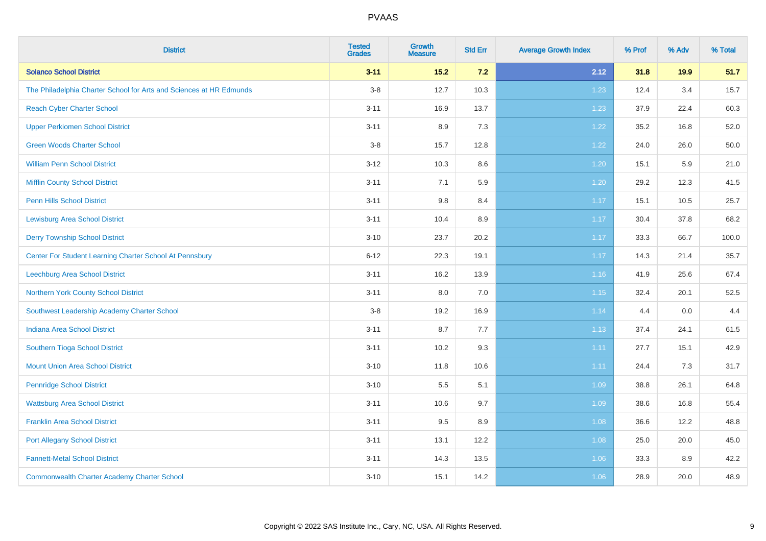| District | Tested Grades | Growth Measure | Std Err | Average Growth Index | % Prof | % Adv | % Total |
|---|---|---|---|---|---|---|---|
| **Solanco School District** | **3-11** | **15.2** | **7.2** | **2.12** | **31.8** | **19.9** | **51.7** |
| The Philadelphia Charter School for Arts and Sciences at HR Edmunds | 3-8 | 12.7 | 10.3 | 1.23 | 12.4 | 3.4 | 15.7 |
| Reach Cyber Charter School | 3-11 | 16.9 | 13.7 | 1.23 | 37.9 | 22.4 | 60.3 |
| Upper Perkiomen School District | 3-11 | 8.9 | 7.3 | 1.22 | 35.2 | 16.8 | 52.0 |
| Green Woods Charter School | 3-8 | 15.7 | 12.8 | 1.22 | 24.0 | 26.0 | 50.0 |
| William Penn School District | 3-12 | 10.3 | 8.6 | 1.20 | 15.1 | 5.9 | 21.0 |
| Mifflin County School District | 3-11 | 7.1 | 5.9 | 1.20 | 29.2 | 12.3 | 41.5 |
| Penn Hills School District | 3-11 | 9.8 | 8.4 | 1.17 | 15.1 | 10.5 | 25.7 |
| Lewisburg Area School District | 3-11 | 10.4 | 8.9 | 1.17 | 30.4 | 37.8 | 68.2 |
| Derry Township School District | 3-10 | 23.7 | 20.2 | 1.17 | 33.3 | 66.7 | 100.0 |
| Center For Student Learning Charter School At Pennsbury | 6-12 | 22.3 | 19.1 | 1.17 | 14.3 | 21.4 | 35.7 |
| Leechburg Area School District | 3-11 | 16.2 | 13.9 | 1.16 | 41.9 | 25.6 | 67.4 |
| Northern York County School District | 3-11 | 8.0 | 7.0 | 1.15 | 32.4 | 20.1 | 52.5 |
| Southwest Leadership Academy Charter School | 3-8 | 19.2 | 16.9 | 1.14 | 4.4 | 0.0 | 4.4 |
| Indiana Area School District | 3-11 | 8.7 | 7.7 | 1.13 | 37.4 | 24.1 | 61.5 |
| Southern Tioga School District | 3-11 | 10.2 | 9.3 | 1.11 | 27.7 | 15.1 | 42.9 |
| Mount Union Area School District | 3-10 | 11.8 | 10.6 | 1.11 | 24.4 | 7.3 | 31.7 |
| Pennridge School District | 3-10 | 5.5 | 5.1 | 1.09 | 38.8 | 26.1 | 64.8 |
| Wattsburg Area School District | 3-11 | 10.6 | 9.7 | 1.09 | 38.6 | 16.8 | 55.4 |
| Franklin Area School District | 3-11 | 9.5 | 8.9 | 1.08 | 36.6 | 12.2 | 48.8 |
| Port Allegany School District | 3-11 | 13.1 | 12.2 | 1.08 | 25.0 | 20.0 | 45.0 |
| Fannett-Metal School District | 3-11 | 14.3 | 13.5 | 1.06 | 33.3 | 8.9 | 42.2 |
| Commonwealth Charter Academy Charter School | 3-10 | 15.1 | 14.2 | 1.06 | 28.9 | 20.0 | 48.9 |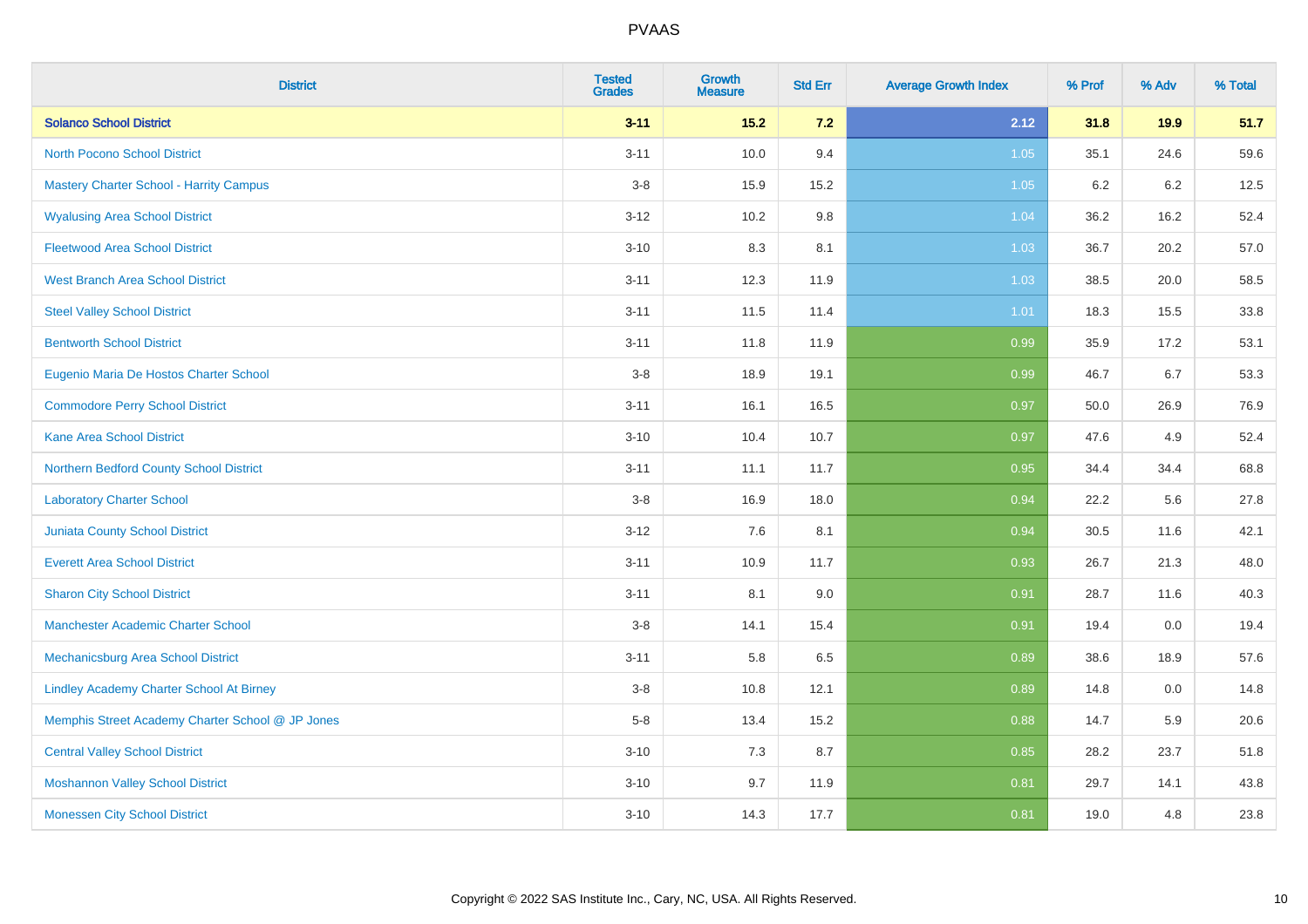| District | Tested Grades | Growth Measure | Std Err | Average Growth Index | % Prof | % Adv | % Total |
|---|---|---|---|---|---|---|---|
| **Solanco School District** | **3-11** | **15.2** | **7.2** | **2.12** | **31.8** | **19.9** | **51.7** |
| North Pocono School District | 3-11 | 10.0 | 9.4 | 1.05 | 35.1 | 24.6 | 59.6 |
| Mastery Charter School - Harrity Campus | 3-8 | 15.9 | 15.2 | 1.05 | 6.2 | 6.2 | 12.5 |
| Wyalusing Area School District | 3-12 | 10.2 | 9.8 | 1.04 | 36.2 | 16.2 | 52.4 |
| Fleetwood Area School District | 3-10 | 8.3 | 8.1 | 1.03 | 36.7 | 20.2 | 57.0 |
| West Branch Area School District | 3-11 | 12.3 | 11.9 | 1.03 | 38.5 | 20.0 | 58.5 |
| Steel Valley School District | 3-11 | 11.5 | 11.4 | 1.01 | 18.3 | 15.5 | 33.8 |
| Bentworth School District | 3-11 | 11.8 | 11.9 | 0.99 | 35.9 | 17.2 | 53.1 |
| Eugenio Maria De Hostos Charter School | 3-8 | 18.9 | 19.1 | 0.99 | 46.7 | 6.7 | 53.3 |
| Commodore Perry School District | 3-11 | 16.1 | 16.5 | 0.97 | 50.0 | 26.9 | 76.9 |
| Kane Area School District | 3-10 | 10.4 | 10.7 | 0.97 | 47.6 | 4.9 | 52.4 |
| Northern Bedford County School District | 3-11 | 11.1 | 11.7 | 0.95 | 34.4 | 34.4 | 68.8 |
| Laboratory Charter School | 3-8 | 16.9 | 18.0 | 0.94 | 22.2 | 5.6 | 27.8 |
| Juniata County School District | 3-12 | 7.6 | 8.1 | 0.94 | 30.5 | 11.6 | 42.1 |
| Everett Area School District | 3-11 | 10.9 | 11.7 | 0.93 | 26.7 | 21.3 | 48.0 |
| Sharon City School District | 3-11 | 8.1 | 9.0 | 0.91 | 28.7 | 11.6 | 40.3 |
| Manchester Academic Charter School | 3-8 | 14.1 | 15.4 | 0.91 | 19.4 | 0.0 | 19.4 |
| Mechanicsburg Area School District | 3-11 | 5.8 | 6.5 | 0.89 | 38.6 | 18.9 | 57.6 |
| Lindley Academy Charter School At Birney | 3-8 | 10.8 | 12.1 | 0.89 | 14.8 | 0.0 | 14.8 |
| Memphis Street Academy Charter School @ JP Jones | 5-8 | 13.4 | 15.2 | 0.88 | 14.7 | 5.9 | 20.6 |
| Central Valley School District | 3-10 | 7.3 | 8.7 | 0.85 | 28.2 | 23.7 | 51.8 |
| Moshannon Valley School District | 3-10 | 9.7 | 11.9 | 0.81 | 29.7 | 14.1 | 43.8 |
| Monessen City School District | 3-10 | 14.3 | 17.7 | 0.81 | 19.0 | 4.8 | 23.8 |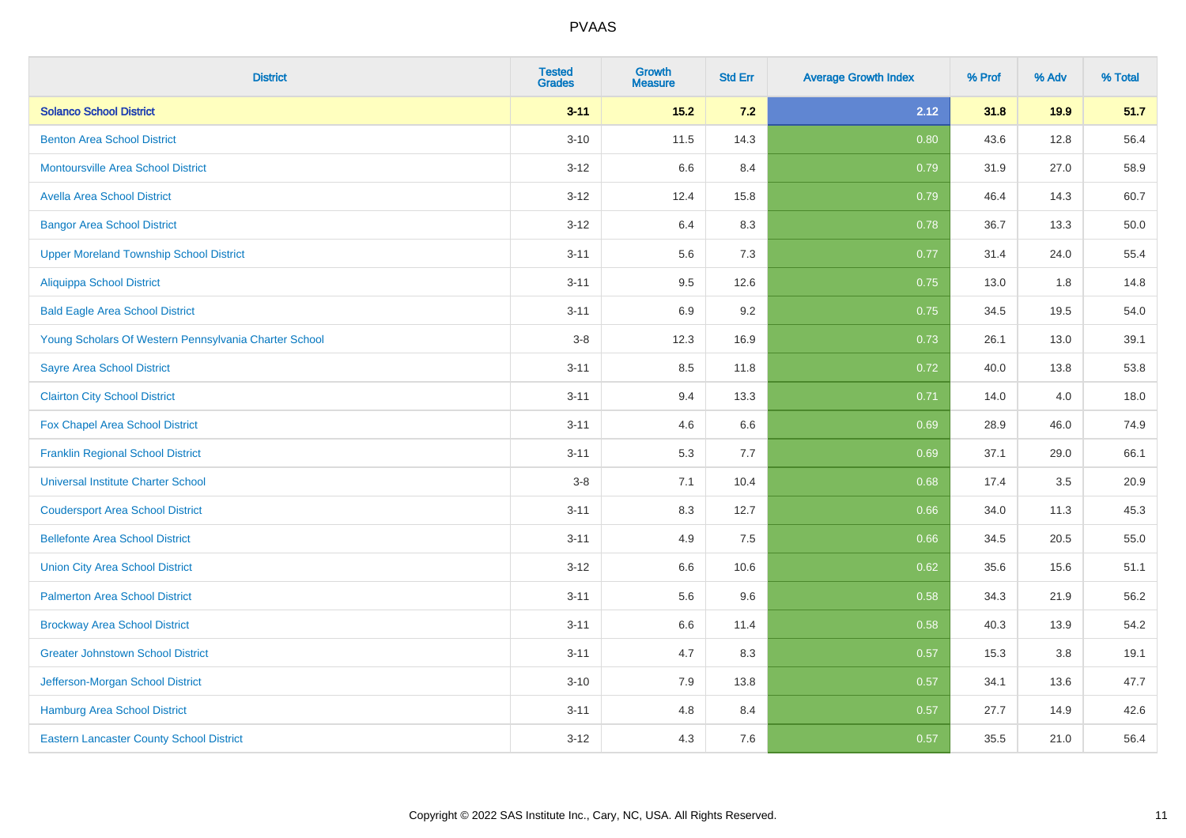# PVAAS

| District | Tested Grades | Growth Measure | Std Err | Average Growth Index | % Prof | % Adv | % Total |
|---|---|---|---|---|---|---|---|
| **Solanco School District** | **3-11** | **15.2** | **7.2** | **2.12** | **31.8** | **19.9** | **51.7** |
| Benton Area School District | 3-10 | 11.5 | 14.3 | 0.80 | 43.6 | 12.8 | 56.4 |
| Montoursville Area School District | 3-12 | 6.6 | 8.4 | 0.79 | 31.9 | 27.0 | 58.9 |
| Avella Area School District | 3-12 | 12.4 | 15.8 | 0.79 | 46.4 | 14.3 | 60.7 |
| Bangor Area School District | 3-12 | 6.4 | 8.3 | 0.78 | 36.7 | 13.3 | 50.0 |
| Upper Moreland Township School District | 3-11 | 5.6 | 7.3 | 0.77 | 31.4 | 24.0 | 55.4 |
| Aliquippa School District | 3-11 | 9.5 | 12.6 | 0.75 | 13.0 | 1.8 | 14.8 |
| Bald Eagle Area School District | 3-11 | 6.9 | 9.2 | 0.75 | 34.5 | 19.5 | 54.0 |
| Young Scholars Of Western Pennsylvania Charter School | 3-8 | 12.3 | 16.9 | 0.73 | 26.1 | 13.0 | 39.1 |
| Sayre Area School District | 3-11 | 8.5 | 11.8 | 0.72 | 40.0 | 13.8 | 53.8 |
| Clairton City School District | 3-11 | 9.4 | 13.3 | 0.71 | 14.0 | 4.0 | 18.0 |
| Fox Chapel Area School District | 3-11 | 4.6 | 6.6 | 0.69 | 28.9 | 46.0 | 74.9 |
| Franklin Regional School District | 3-11 | 5.3 | 7.7 | 0.69 | 37.1 | 29.0 | 66.1 |
| Universal Institute Charter School | 3-8 | 7.1 | 10.4 | 0.68 | 17.4 | 3.5 | 20.9 |
| Coudersport Area School District | 3-11 | 8.3 | 12.7 | 0.66 | 34.0 | 11.3 | 45.3 |
| Bellefonte Area School District | 3-11 | 4.9 | 7.5 | 0.66 | 34.5 | 20.5 | 55.0 |
| Union City Area School District | 3-12 | 6.6 | 10.6 | 0.62 | 35.6 | 15.6 | 51.1 |
| Palmerton Area School District | 3-11 | 5.6 | 9.6 | 0.58 | 34.3 | 21.9 | 56.2 |
| Brockway Area School District | 3-11 | 6.6 | 11.4 | 0.58 | 40.3 | 13.9 | 54.2 |
| Greater Johnstown School District | 3-11 | 4.7 | 8.3 | 0.57 | 15.3 | 3.8 | 19.1 |
| Jefferson-Morgan School District | 3-10 | 7.9 | 13.8 | 0.57 | 34.1 | 13.6 | 47.7 |
| Hamburg Area School District | 3-11 | 4.8 | 8.4 | 0.57 | 27.7 | 14.9 | 42.6 |
| Eastern Lancaster County School District | 3-12 | 4.3 | 7.6 | 0.57 | 35.5 | 21.0 | 56.4 |

Copyright © 2022 SAS Institute Inc., Cary, NC, USA. All Rights Reserved.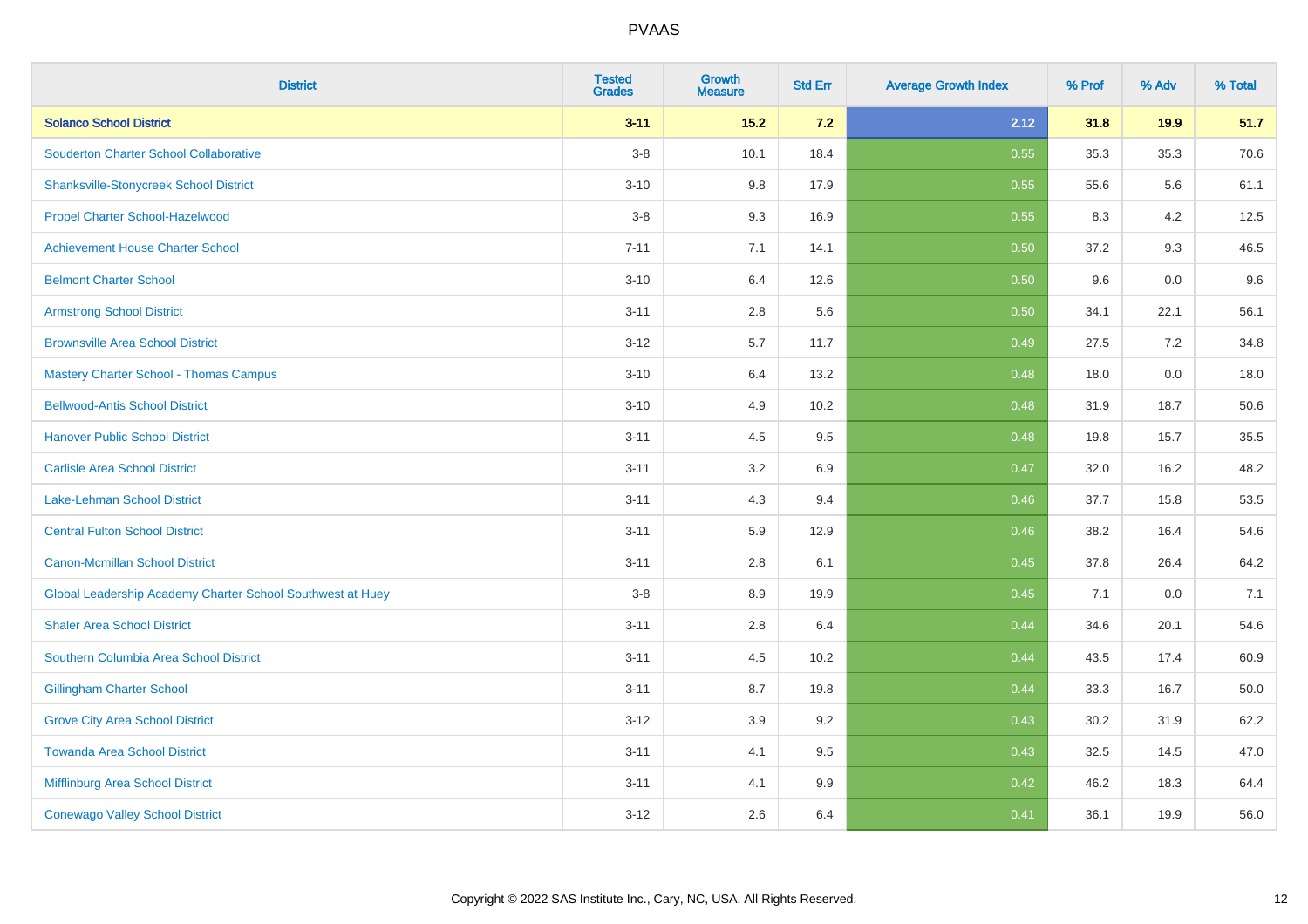| District | Tested Grades | Growth Measure | Std Err | Average Growth Index | % Prof | % Adv | % Total |
|---|---|---|---|---|---|---|---|
| **Solanco School District** | **3-11** | **15.2** | **7.2** | **2.12** | **31.8** | **19.9** | **51.7** |
| Souderton Charter School Collaborative | 3-8 | 10.1 | 18.4 | 0.55 | 35.3 | 35.3 | 70.6 |
| Shanksville-Stonycreek School District | 3-10 | 9.8 | 17.9 | 0.55 | 55.6 | 5.6 | 61.1 |
| Propel Charter School-Hazelwood | 3-8 | 9.3 | 16.9 | 0.55 | 8.3 | 4.2 | 12.5 |
| Achievement House Charter School | 7-11 | 7.1 | 14.1 | 0.50 | 37.2 | 9.3 | 46.5 |
| Belmont Charter School | 3-10 | 6.4 | 12.6 | 0.50 | 9.6 | 0.0 | 9.6 |
| Armstrong School District | 3-11 | 2.8 | 5.6 | 0.50 | 34.1 | 22.1 | 56.1 |
| Brownsville Area School District | 3-12 | 5.7 | 11.7 | 0.49 | 27.5 | 7.2 | 34.8 |
| Mastery Charter School - Thomas Campus | 3-10 | 6.4 | 13.2 | 0.48 | 18.0 | 0.0 | 18.0 |
| Bellwood-Antis School District | 3-10 | 4.9 | 10.2 | 0.48 | 31.9 | 18.7 | 50.6 |
| Hanover Public School District | 3-11 | 4.5 | 9.5 | 0.48 | 19.8 | 15.7 | 35.5 |
| Carlisle Area School District | 3-11 | 3.2 | 6.9 | 0.47 | 32.0 | 16.2 | 48.2 |
| Lake-Lehman School District | 3-11 | 4.3 | 9.4 | 0.46 | 37.7 | 15.8 | 53.5 |
| Central Fulton School District | 3-11 | 5.9 | 12.9 | 0.46 | 38.2 | 16.4 | 54.6 |
| Canon-Mcmillan School District | 3-11 | 2.8 | 6.1 | 0.45 | 37.8 | 26.4 | 64.2 |
| Global Leadership Academy Charter School Southwest at Huey | 3-8 | 8.9 | 19.9 | 0.45 | 7.1 | 0.0 | 7.1 |
| Shaler Area School District | 3-11 | 2.8 | 6.4 | 0.44 | 34.6 | 20.1 | 54.6 |
| Southern Columbia Area School District | 3-11 | 4.5 | 10.2 | 0.44 | 43.5 | 17.4 | 60.9 |
| Gillingham Charter School | 3-11 | 8.7 | 19.8 | 0.44 | 33.3 | 16.7 | 50.0 |
| Grove City Area School District | 3-12 | 3.9 | 9.2 | 0.43 | 30.2 | 31.9 | 62.2 |
| Towanda Area School District | 3-11 | 4.1 | 9.5 | 0.43 | 32.5 | 14.5 | 47.0 |
| Mifflinburg Area School District | 3-11 | 4.1 | 9.9 | 0.42 | 46.2 | 18.3 | 64.4 |
| Conewago Valley School District | 3-12 | 2.6 | 6.4 | 0.41 | 36.1 | 19.9 | 56.0 |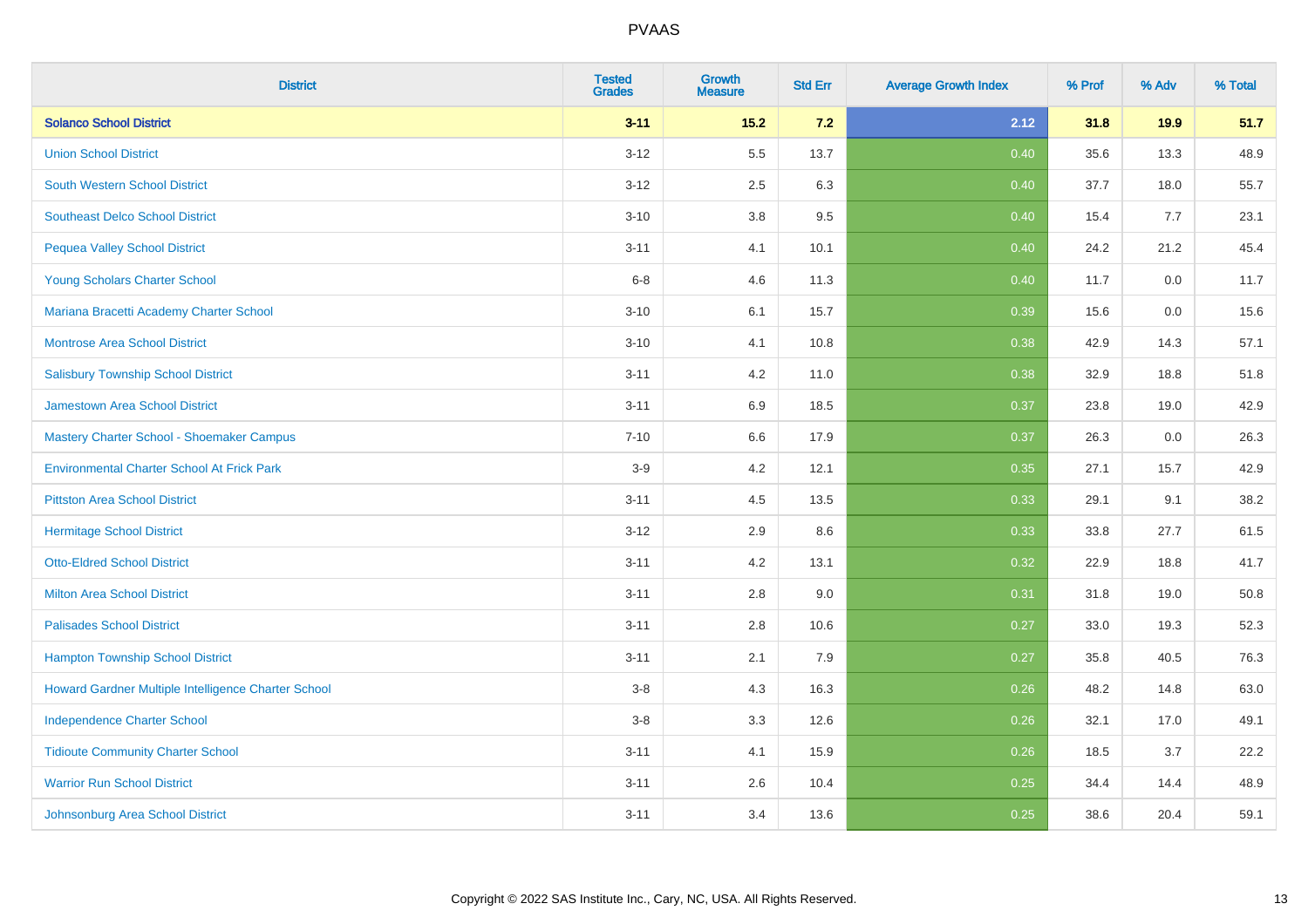| District | Tested Grades | Growth Measure | Std Err | Average Growth Index | % Prof | % Adv | % Total |
|---|---|---|---|---|---|---|---|
| **Solanco School District** | **3-11** | **15.2** | **7.2** | **2.12** | **31.8** | **19.9** | **51.7** |
| Union School District | 3-12 | 5.5 | 13.7 | 0.40 | 35.6 | 13.3 | 48.9 |
| South Western School District | 3-12 | 2.5 | 6.3 | 0.40 | 37.7 | 18.0 | 55.7 |
| Southeast Delco School District | 3-10 | 3.8 | 9.5 | 0.40 | 15.4 | 7.7 | 23.1 |
| Pequea Valley School District | 3-11 | 4.1 | 10.1 | 0.40 | 24.2 | 21.2 | 45.4 |
| Young Scholars Charter School | 6-8 | 4.6 | 11.3 | 0.40 | 11.7 | 0.0 | 11.7 |
| Mariana Bracetti Academy Charter School | 3-10 | 6.1 | 15.7 | 0.39 | 15.6 | 0.0 | 15.6 |
| Montrose Area School District | 3-10 | 4.1 | 10.8 | 0.38 | 42.9 | 14.3 | 57.1 |
| Salisbury Township School District | 3-11 | 4.2 | 11.0 | 0.38 | 32.9 | 18.8 | 51.8 |
| Jamestown Area School District | 3-11 | 6.9 | 18.5 | 0.37 | 23.8 | 19.0 | 42.9 |
| Mastery Charter School - Shoemaker Campus | 7-10 | 6.6 | 17.9 | 0.37 | 26.3 | 0.0 | 26.3 |
| Environmental Charter School At Frick Park | 3-9 | 4.2 | 12.1 | 0.35 | 27.1 | 15.7 | 42.9 |
| Pittston Area School District | 3-11 | 4.5 | 13.5 | 0.33 | 29.1 | 9.1 | 38.2 |
| Hermitage School District | 3-12 | 2.9 | 8.6 | 0.33 | 33.8 | 27.7 | 61.5 |
| Otto-Eldred School District | 3-11 | 4.2 | 13.1 | 0.32 | 22.9 | 18.8 | 41.7 |
| Milton Area School District | 3-11 | 2.8 | 9.0 | 0.31 | 31.8 | 19.0 | 50.8 |
| Palisades School District | 3-11 | 2.8 | 10.6 | 0.27 | 33.0 | 19.3 | 52.3 |
| Hampton Township School District | 3-11 | 2.1 | 7.9 | 0.27 | 35.8 | 40.5 | 76.3 |
| Howard Gardner Multiple Intelligence Charter School | 3-8 | 4.3 | 16.3 | 0.26 | 48.2 | 14.8 | 63.0 |
| Independence Charter School | 3-8 | 3.3 | 12.6 | 0.26 | 32.1 | 17.0 | 49.1 |
| Tidioute Community Charter School | 3-11 | 4.1 | 15.9 | 0.26 | 18.5 | 3.7 | 22.2 |
| Warrior Run School District | 3-11 | 2.6 | 10.4 | 0.25 | 34.4 | 14.4 | 48.9 |
| Johnsonburg Area School District | 3-11 | 3.4 | 13.6 | 0.25 | 38.6 | 20.4 | 59.1 |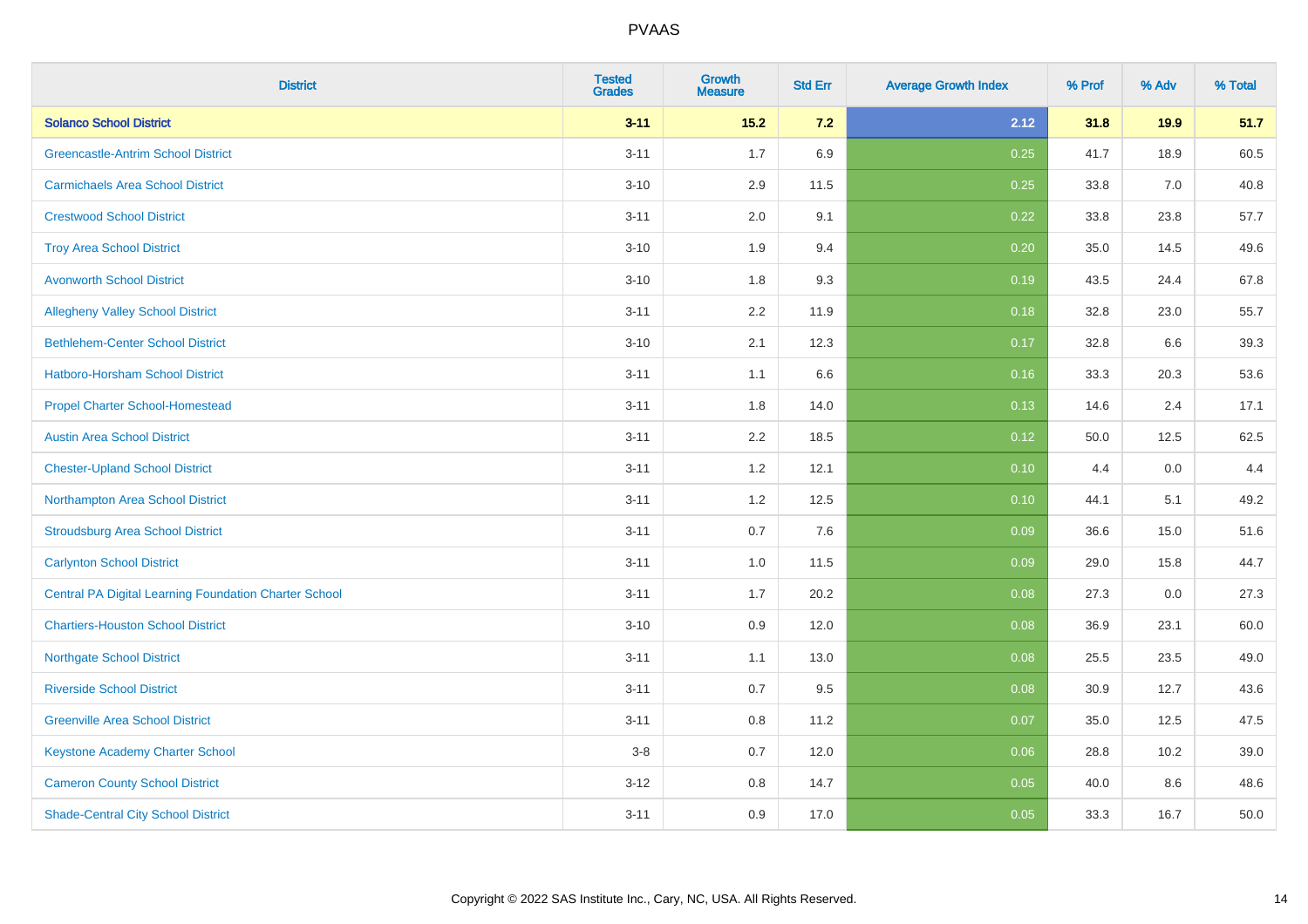| District | Tested Grades | Growth Measure | Std Err | Average Growth Index | % Prof | % Adv | % Total |
|---|---|---|---|---|---|---|---|
| **Solanco School District** | **3-11** | **15.2** | **7.2** | **2.12** | **31.8** | **19.9** | **51.7** |
| Greencastle-Antrim School District | 3-11 | 1.7 | 6.9 | 0.25 | 41.7 | 18.9 | 60.5 |
| Carmichaels Area School District | 3-10 | 2.9 | 11.5 | 0.25 | 33.8 | 7.0 | 40.8 |
| Crestwood School District | 3-11 | 2.0 | 9.1 | 0.22 | 33.8 | 23.8 | 57.7 |
| Troy Area School District | 3-10 | 1.9 | 9.4 | 0.20 | 35.0 | 14.5 | 49.6 |
| Avonworth School District | 3-10 | 1.8 | 9.3 | 0.19 | 43.5 | 24.4 | 67.8 |
| Allegheny Valley School District | 3-11 | 2.2 | 11.9 | 0.18 | 32.8 | 23.0 | 55.7 |
| Bethlehem-Center School District | 3-10 | 2.1 | 12.3 | 0.17 | 32.8 | 6.6 | 39.3 |
| Hatboro-Horsham School District | 3-11 | 1.1 | 6.6 | 0.16 | 33.3 | 20.3 | 53.6 |
| Propel Charter School-Homestead | 3-11 | 1.8 | 14.0 | 0.13 | 14.6 | 2.4 | 17.1 |
| Austin Area School District | 3-11 | 2.2 | 18.5 | 0.12 | 50.0 | 12.5 | 62.5 |
| Chester-Upland School District | 3-11 | 1.2 | 12.1 | 0.10 | 4.4 | 0.0 | 4.4 |
| Northampton Area School District | 3-11 | 1.2 | 12.5 | 0.10 | 44.1 | 5.1 | 49.2 |
| Stroudsburg Area School District | 3-11 | 0.7 | 7.6 | 0.09 | 36.6 | 15.0 | 51.6 |
| Carlynton School District | 3-11 | 1.0 | 11.5 | 0.09 | 29.0 | 15.8 | 44.7 |
| Central PA Digital Learning Foundation Charter School | 3-11 | 1.7 | 20.2 | 0.08 | 27.3 | 0.0 | 27.3 |
| Chartiers-Houston School District | 3-10 | 0.9 | 12.0 | 0.08 | 36.9 | 23.1 | 60.0 |
| Northgate School District | 3-11 | 1.1 | 13.0 | 0.08 | 25.5 | 23.5 | 49.0 |
| Riverside School District | 3-11 | 0.7 | 9.5 | 0.08 | 30.9 | 12.7 | 43.6 |
| Greenville Area School District | 3-11 | 0.8 | 11.2 | 0.07 | 35.0 | 12.5 | 47.5 |
| Keystone Academy Charter School | 3-8 | 0.7 | 12.0 | 0.06 | 28.8 | 10.2 | 39.0 |
| Cameron County School District | 3-12 | 0.8 | 14.7 | 0.05 | 40.0 | 8.6 | 48.6 |
| Shade-Central City School District | 3-11 | 0.9 | 17.0 | 0.05 | 33.3 | 16.7 | 50.0 |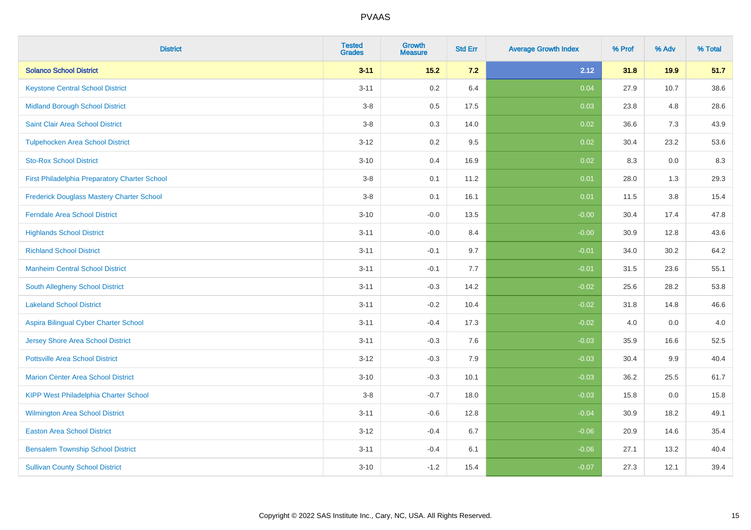| District | Tested Grades | Growth Measure | Std Err | Average Growth Index | % Prof | % Adv | % Total |
|---|---|---|---|---|---|---|---|
| **Solanco School District** | **3-11** | **15.2** | **7.2** | **2.12** | **31.8** | **19.9** | **51.7** |
| Keystone Central School District | 3-11 | 0.2 | 6.4 | 0.04 | 27.9 | 10.7 | 38.6 |
| Midland Borough School District | 3-8 | 0.5 | 17.5 | 0.03 | 23.8 | 4.8 | 28.6 |
| Saint Clair Area School District | 3-8 | 0.3 | 14.0 | 0.02 | 36.6 | 7.3 | 43.9 |
| Tulpehocken Area School District | 3-12 | 0.2 | 9.5 | 0.02 | 30.4 | 23.2 | 53.6 |
| Sto-Rox School District | 3-10 | 0.4 | 16.9 | 0.02 | 8.3 | 0.0 | 8.3 |
| First Philadelphia Preparatory Charter School | 3-8 | 0.1 | 11.2 | 0.01 | 28.0 | 1.3 | 29.3 |
| Frederick Douglass Mastery Charter School | 3-8 | 0.1 | 16.1 | 0.01 | 11.5 | 3.8 | 15.4 |
| Ferndale Area School District | 3-10 | -0.0 | 13.5 | -0.00 | 30.4 | 17.4 | 47.8 |
| Highlands School District | 3-11 | -0.0 | 8.4 | -0.00 | 30.9 | 12.8 | 43.6 |
| Richland School District | 3-11 | -0.1 | 9.7 | -0.01 | 34.0 | 30.2 | 64.2 |
| Manheim Central School District | 3-11 | -0.1 | 7.7 | -0.01 | 31.5 | 23.6 | 55.1 |
| South Allegheny School District | 3-11 | -0.3 | 14.2 | -0.02 | 25.6 | 28.2 | 53.8 |
| Lakeland School District | 3-11 | -0.2 | 10.4 | -0.02 | 31.8 | 14.8 | 46.6 |
| Aspira Bilingual Cyber Charter School | 3-11 | -0.4 | 17.3 | -0.02 | 4.0 | 0.0 | 4.0 |
| Jersey Shore Area School District | 3-11 | -0.3 | 7.6 | -0.03 | 35.9 | 16.6 | 52.5 |
| Pottsville Area School District | 3-12 | -0.3 | 7.9 | -0.03 | 30.4 | 9.9 | 40.4 |
| Marion Center Area School District | 3-10 | -0.3 | 10.1 | -0.03 | 36.2 | 25.5 | 61.7 |
| KIPP West Philadelphia Charter School | 3-8 | -0.7 | 18.0 | -0.03 | 15.8 | 0.0 | 15.8 |
| Wilmington Area School District | 3-11 | -0.6 | 12.8 | -0.04 | 30.9 | 18.2 | 49.1 |
| Easton Area School District | 3-12 | -0.4 | 6.7 | -0.06 | 20.9 | 14.6 | 35.4 |
| Bensalem Township School District | 3-11 | -0.4 | 6.1 | -0.06 | 27.1 | 13.2 | 40.4 |
| Sullivan County School District | 3-10 | -1.2 | 15.4 | -0.07 | 27.3 | 12.1 | 39.4 |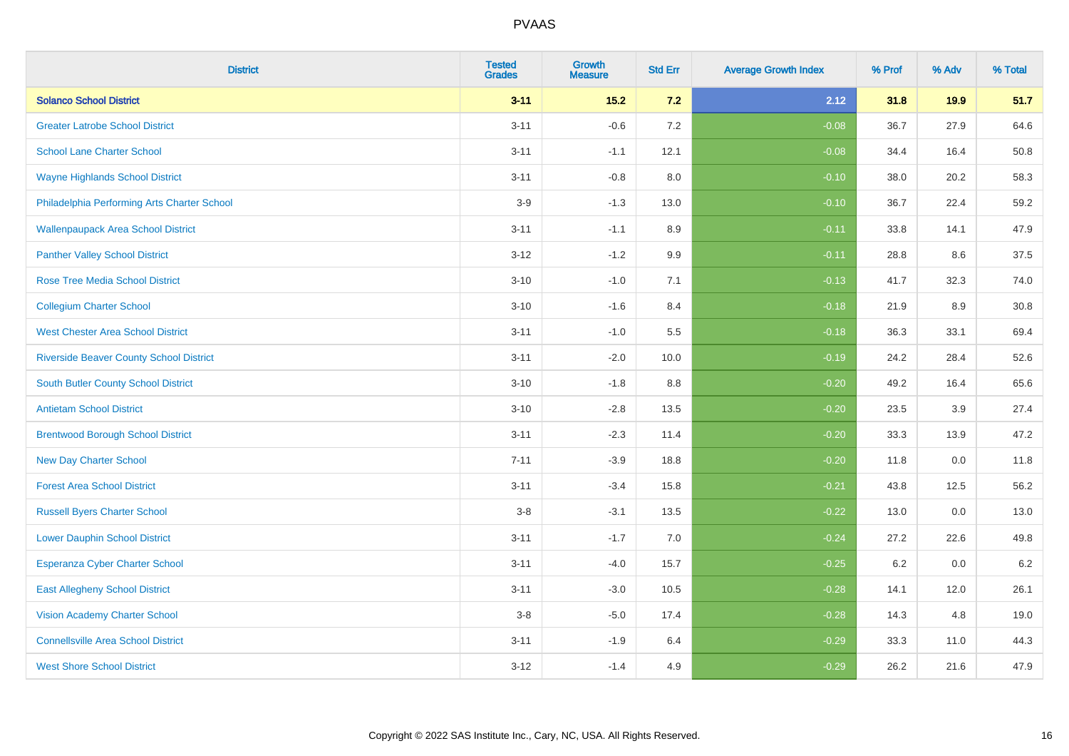| District | Tested Grades | Growth Measure | Std Err | Average Growth Index | % Prof | % Adv | % Total |
|---|---|---|---|---|---|---|---|
| **Solanco School District** | **3-11** | **15.2** | **7.2** | **2.12** | **31.8** | **19.9** | **51.7** |
| Greater Latrobe School District | 3-11 | -0.6 | 7.2 | -0.08 | 36.7 | 27.9 | 64.6 |
| School Lane Charter School | 3-11 | -1.1 | 12.1 | -0.08 | 34.4 | 16.4 | 50.8 |
| Wayne Highlands School District | 3-11 | -0.8 | 8.0 | -0.10 | 38.0 | 20.2 | 58.3 |
| Philadelphia Performing Arts Charter School | 3-9 | -1.3 | 13.0 | -0.10 | 36.7 | 22.4 | 59.2 |
| Wallenpaupack Area School District | 3-11 | -1.1 | 8.9 | -0.11 | 33.8 | 14.1 | 47.9 |
| Panther Valley School District | 3-12 | -1.2 | 9.9 | -0.11 | 28.8 | 8.6 | 37.5 |
| Rose Tree Media School District | 3-10 | -1.0 | 7.1 | -0.13 | 41.7 | 32.3 | 74.0 |
| Collegium Charter School | 3-10 | -1.6 | 8.4 | -0.18 | 21.9 | 8.9 | 30.8 |
| West Chester Area School District | 3-11 | -1.0 | 5.5 | -0.18 | 36.3 | 33.1 | 69.4 |
| Riverside Beaver County School District | 3-11 | -2.0 | 10.0 | -0.19 | 24.2 | 28.4 | 52.6 |
| South Butler County School District | 3-10 | -1.8 | 8.8 | -0.20 | 49.2 | 16.4 | 65.6 |
| Antietam School District | 3-10 | -2.8 | 13.5 | -0.20 | 23.5 | 3.9 | 27.4 |
| Brentwood Borough School District | 3-11 | -2.3 | 11.4 | -0.20 | 33.3 | 13.9 | 47.2 |
| New Day Charter School | 7-11 | -3.9 | 18.8 | -0.20 | 11.8 | 0.0 | 11.8 |
| Forest Area School District | 3-11 | -3.4 | 15.8 | -0.21 | 43.8 | 12.5 | 56.2 |
| Russell Byers Charter School | 3-8 | -3.1 | 13.5 | -0.22 | 13.0 | 0.0 | 13.0 |
| Lower Dauphin School District | 3-11 | -1.7 | 7.0 | -0.24 | 27.2 | 22.6 | 49.8 |
| Esperanza Cyber Charter School | 3-11 | -4.0 | 15.7 | -0.25 | 6.2 | 0.0 | 6.2 |
| East Allegheny School District | 3-11 | -3.0 | 10.5 | -0.28 | 14.1 | 12.0 | 26.1 |
| Vision Academy Charter School | 3-8 | -5.0 | 17.4 | -0.28 | 14.3 | 4.8 | 19.0 |
| Connellsville Area School District | 3-11 | -1.9 | 6.4 | -0.29 | 33.3 | 11.0 | 44.3 |
| West Shore School District | 3-12 | -1.4 | 4.9 | -0.29 | 26.2 | 21.6 | 47.9 |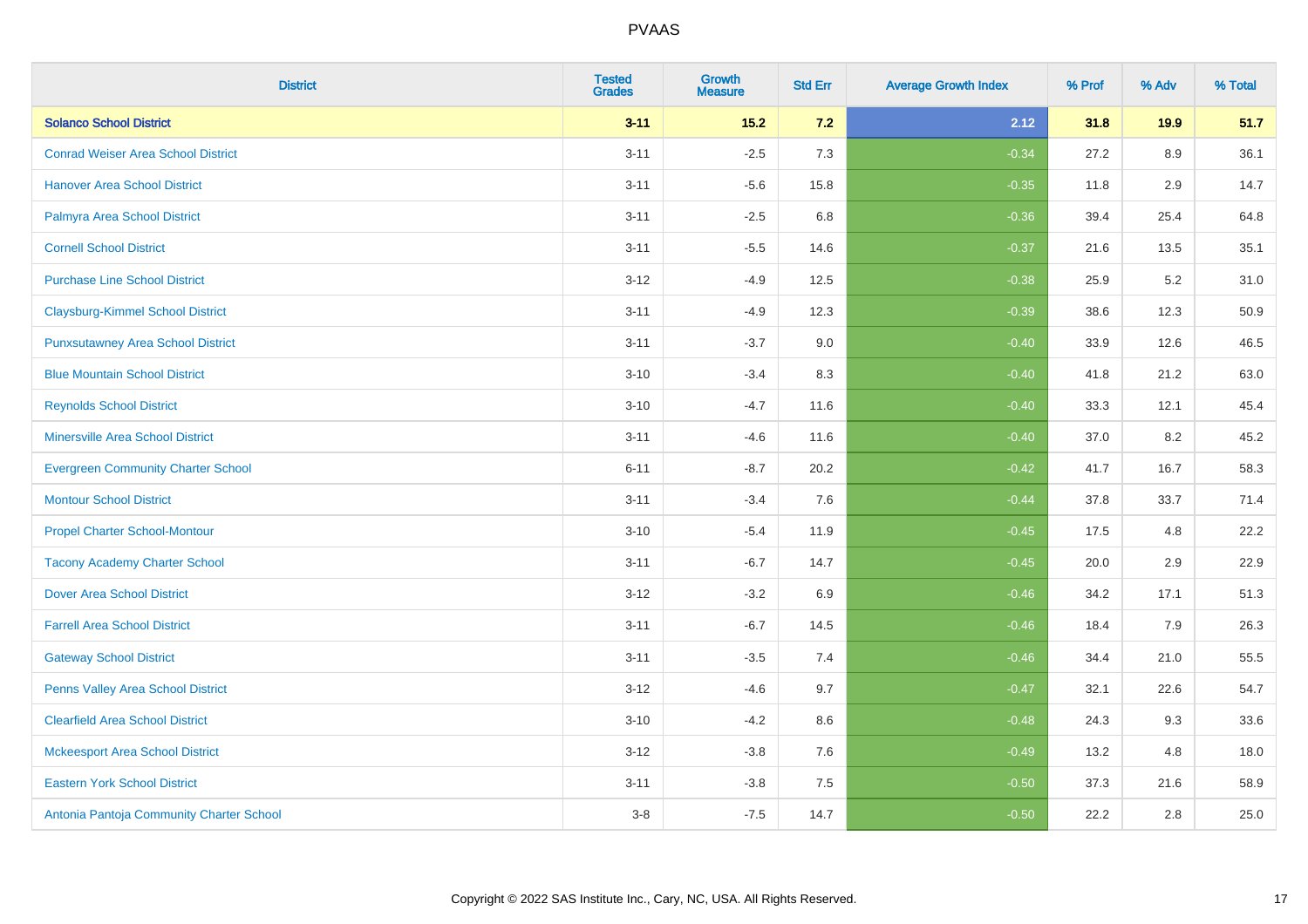| District | Tested Grades | Growth Measure | Std Err | Average Growth Index | % Prof | % Adv | % Total |
|---|---|---|---|---|---|---|---|
| **Solanco School District** | **3-11** | **15.2** | **7.2** | **2.12** | **31.8** | **19.9** | **51.7** |
| Conrad Weiser Area School District | 3-11 | -2.5 | 7.3 | -0.34 | 27.2 | 8.9 | 36.1 |
| Hanover Area School District | 3-11 | -5.6 | 15.8 | -0.35 | 11.8 | 2.9 | 14.7 |
| Palmyra Area School District | 3-11 | -2.5 | 6.8 | -0.36 | 39.4 | 25.4 | 64.8 |
| Cornell School District | 3-11 | -5.5 | 14.6 | -0.37 | 21.6 | 13.5 | 35.1 |
| Purchase Line School District | 3-12 | -4.9 | 12.5 | -0.38 | 25.9 | 5.2 | 31.0 |
| Claysburg-Kimmel School District | 3-11 | -4.9 | 12.3 | -0.39 | 38.6 | 12.3 | 50.9 |
| Punxsutawney Area School District | 3-11 | -3.7 | 9.0 | -0.40 | 33.9 | 12.6 | 46.5 |
| Blue Mountain School District | 3-10 | -3.4 | 8.3 | -0.40 | 41.8 | 21.2 | 63.0 |
| Reynolds School District | 3-10 | -4.7 | 11.6 | -0.40 | 33.3 | 12.1 | 45.4 |
| Minersville Area School District | 3-11 | -4.6 | 11.6 | -0.40 | 37.0 | 8.2 | 45.2 |
| Evergreen Community Charter School | 6-11 | -8.7 | 20.2 | -0.42 | 41.7 | 16.7 | 58.3 |
| Montour School District | 3-11 | -3.4 | 7.6 | -0.44 | 37.8 | 33.7 | 71.4 |
| Propel Charter School-Montour | 3-10 | -5.4 | 11.9 | -0.45 | 17.5 | 4.8 | 22.2 |
| Tacony Academy Charter School | 3-11 | -6.7 | 14.7 | -0.45 | 20.0 | 2.9 | 22.9 |
| Dover Area School District | 3-12 | -3.2 | 6.9 | -0.46 | 34.2 | 17.1 | 51.3 |
| Farrell Area School District | 3-11 | -6.7 | 14.5 | -0.46 | 18.4 | 7.9 | 26.3 |
| Gateway School District | 3-11 | -3.5 | 7.4 | -0.46 | 34.4 | 21.0 | 55.5 |
| Penns Valley Area School District | 3-12 | -4.6 | 9.7 | -0.47 | 32.1 | 22.6 | 54.7 |
| Clearfield Area School District | 3-10 | -4.2 | 8.6 | -0.48 | 24.3 | 9.3 | 33.6 |
| Mckeesport Area School District | 3-12 | -3.8 | 7.6 | -0.49 | 13.2 | 4.8 | 18.0 |
| Eastern York School District | 3-11 | -3.8 | 7.5 | -0.50 | 37.3 | 21.6 | 58.9 |
| Antonia Pantoja Community Charter School | 3-8 | -7.5 | 14.7 | -0.50 | 22.2 | 2.8 | 25.0 |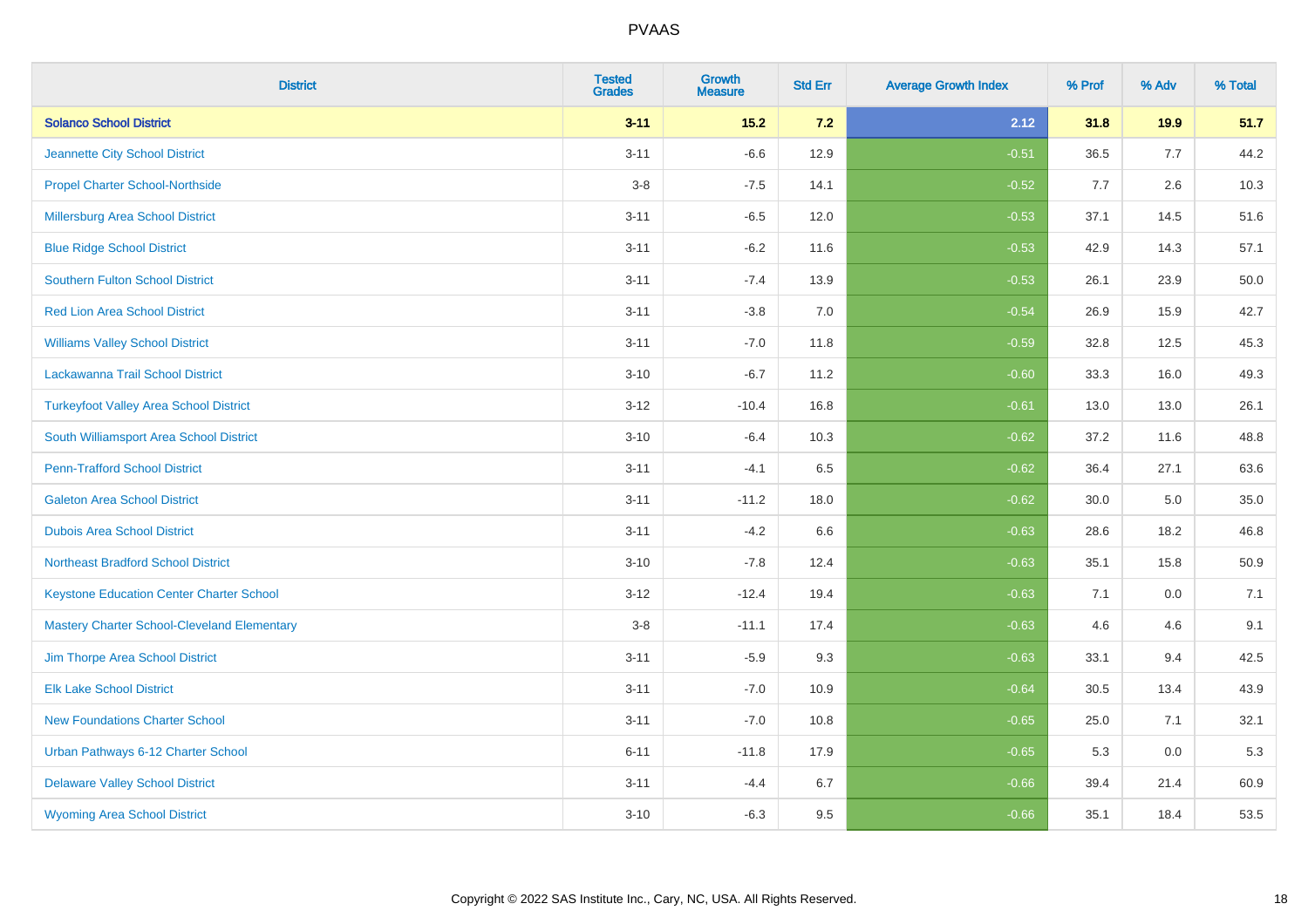| District | Tested Grades | Growth Measure | Std Err | Average Growth Index | % Prof | % Adv | % Total |
|---|---|---|---|---|---|---|---|
| **Solanco School District** | **3-11** | **15.2** | **7.2** | **2.12** | **31.8** | **19.9** | **51.7** |
| Jeannette City School District | 3-11 | -6.6 | 12.9 | -0.51 | 36.5 | 7.7 | 44.2 |
| Propel Charter School-Northside | 3-8 | -7.5 | 14.1 | -0.52 | 7.7 | 2.6 | 10.3 |
| Millersburg Area School District | 3-11 | -6.5 | 12.0 | -0.53 | 37.1 | 14.5 | 51.6 |
| Blue Ridge School District | 3-11 | -6.2 | 11.6 | -0.53 | 42.9 | 14.3 | 57.1 |
| Southern Fulton School District | 3-11 | -7.4 | 13.9 | -0.53 | 26.1 | 23.9 | 50.0 |
| Red Lion Area School District | 3-11 | -3.8 | 7.0 | -0.54 | 26.9 | 15.9 | 42.7 |
| Williams Valley School District | 3-11 | -7.0 | 11.8 | -0.59 | 32.8 | 12.5 | 45.3 |
| Lackawanna Trail School District | 3-10 | -6.7 | 11.2 | -0.60 | 33.3 | 16.0 | 49.3 |
| Turkeyfoot Valley Area School District | 3-12 | -10.4 | 16.8 | -0.61 | 13.0 | 13.0 | 26.1 |
| South Williamsport Area School District | 3-10 | -6.4 | 10.3 | -0.62 | 37.2 | 11.6 | 48.8 |
| Penn-Trafford School District | 3-11 | -4.1 | 6.5 | -0.62 | 36.4 | 27.1 | 63.6 |
| Galeton Area School District | 3-11 | -11.2 | 18.0 | -0.62 | 30.0 | 5.0 | 35.0 |
| Dubois Area School District | 3-11 | -4.2 | 6.6 | -0.63 | 28.6 | 18.2 | 46.8 |
| Northeast Bradford School District | 3-10 | -7.8 | 12.4 | -0.63 | 35.1 | 15.8 | 50.9 |
| Keystone Education Center Charter School | 3-12 | -12.4 | 19.4 | -0.63 | 7.1 | 0.0 | 7.1 |
| Mastery Charter School-Cleveland Elementary | 3-8 | -11.1 | 17.4 | -0.63 | 4.6 | 4.6 | 9.1 |
| Jim Thorpe Area School District | 3-11 | -5.9 | 9.3 | -0.63 | 33.1 | 9.4 | 42.5 |
| Elk Lake School District | 3-11 | -7.0 | 10.9 | -0.64 | 30.5 | 13.4 | 43.9 |
| New Foundations Charter School | 3-11 | -7.0 | 10.8 | -0.65 | 25.0 | 7.1 | 32.1 |
| Urban Pathways 6-12 Charter School | 6-11 | -11.8 | 17.9 | -0.65 | 5.3 | 0.0 | 5.3 |
| Delaware Valley School District | 3-11 | -4.4 | 6.7 | -0.66 | 39.4 | 21.4 | 60.9 |
| Wyoming Area School District | 3-10 | -6.3 | 9.5 | -0.66 | 35.1 | 18.4 | 53.5 |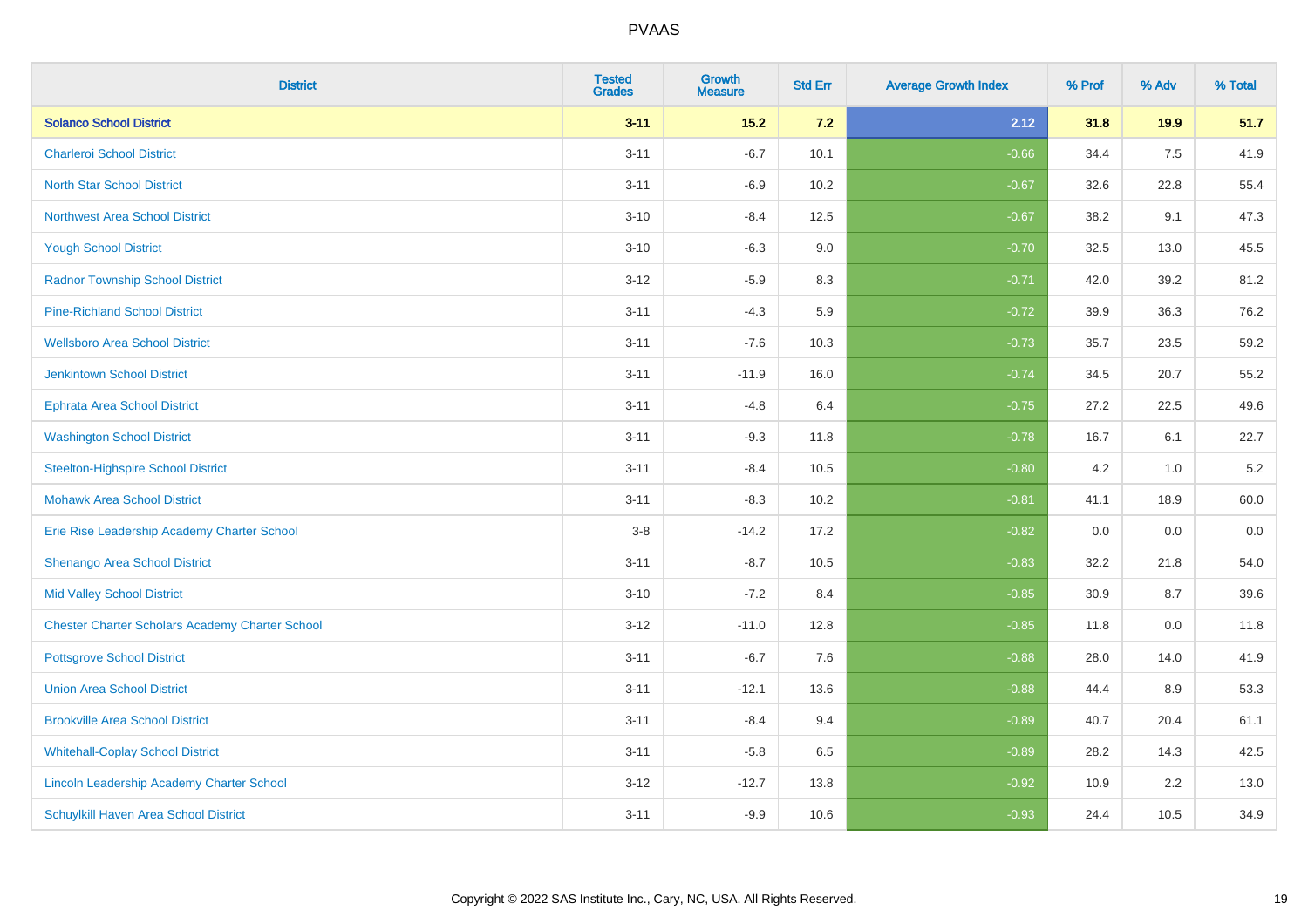| District | Tested Grades | Growth Measure | Std Err | Average Growth Index | % Prof | % Adv | % Total |
|---|---|---|---|---|---|---|---|
| **Solanco School District** | **3-11** | **15.2** | **7.2** | **2.12** | **31.8** | **19.9** | **51.7** |
| Charleroi School District | 3-11 | -6.7 | 10.1 | -0.66 | 34.4 | 7.5 | 41.9 |
| North Star School District | 3-11 | -6.9 | 10.2 | -0.67 | 32.6 | 22.8 | 55.4 |
| Northwest Area School District | 3-10 | -8.4 | 12.5 | -0.67 | 38.2 | 9.1 | 47.3 |
| Yough School District | 3-10 | -6.3 | 9.0 | -0.70 | 32.5 | 13.0 | 45.5 |
| Radnor Township School District | 3-12 | -5.9 | 8.3 | -0.71 | 42.0 | 39.2 | 81.2 |
| Pine-Richland School District | 3-11 | -4.3 | 5.9 | -0.72 | 39.9 | 36.3 | 76.2 |
| Wellsboro Area School District | 3-11 | -7.6 | 10.3 | -0.73 | 35.7 | 23.5 | 59.2 |
| Jenkintown School District | 3-11 | -11.9 | 16.0 | -0.74 | 34.5 | 20.7 | 55.2 |
| Ephrata Area School District | 3-11 | -4.8 | 6.4 | -0.75 | 27.2 | 22.5 | 49.6 |
| Washington School District | 3-11 | -9.3 | 11.8 | -0.78 | 16.7 | 6.1 | 22.7 |
| Steelton-Highspire School District | 3-11 | -8.4 | 10.5 | -0.80 | 4.2 | 1.0 | 5.2 |
| Mohawk Area School District | 3-11 | -8.3 | 10.2 | -0.81 | 41.1 | 18.9 | 60.0 |
| Erie Rise Leadership Academy Charter School | 3-8 | -14.2 | 17.2 | -0.82 | 0.0 | 0.0 | 0.0 |
| Shenango Area School District | 3-11 | -8.7 | 10.5 | -0.83 | 32.2 | 21.8 | 54.0 |
| Mid Valley School District | 3-10 | -7.2 | 8.4 | -0.85 | 30.9 | 8.7 | 39.6 |
| Chester Charter Scholars Academy Charter School | 3-12 | -11.0 | 12.8 | -0.85 | 11.8 | 0.0 | 11.8 |
| Pottsgrove School District | 3-11 | -6.7 | 7.6 | -0.88 | 28.0 | 14.0 | 41.9 |
| Union Area School District | 3-11 | -12.1 | 13.6 | -0.88 | 44.4 | 8.9 | 53.3 |
| Brookville Area School District | 3-11 | -8.4 | 9.4 | -0.89 | 40.7 | 20.4 | 61.1 |
| Whitehall-Coplay School District | 3-11 | -5.8 | 6.5 | -0.89 | 28.2 | 14.3 | 42.5 |
| Lincoln Leadership Academy Charter School | 3-12 | -12.7 | 13.8 | -0.92 | 10.9 | 2.2 | 13.0 |
| Schuylkill Haven Area School District | 3-11 | -9.9 | 10.6 | -0.93 | 24.4 | 10.5 | 34.9 |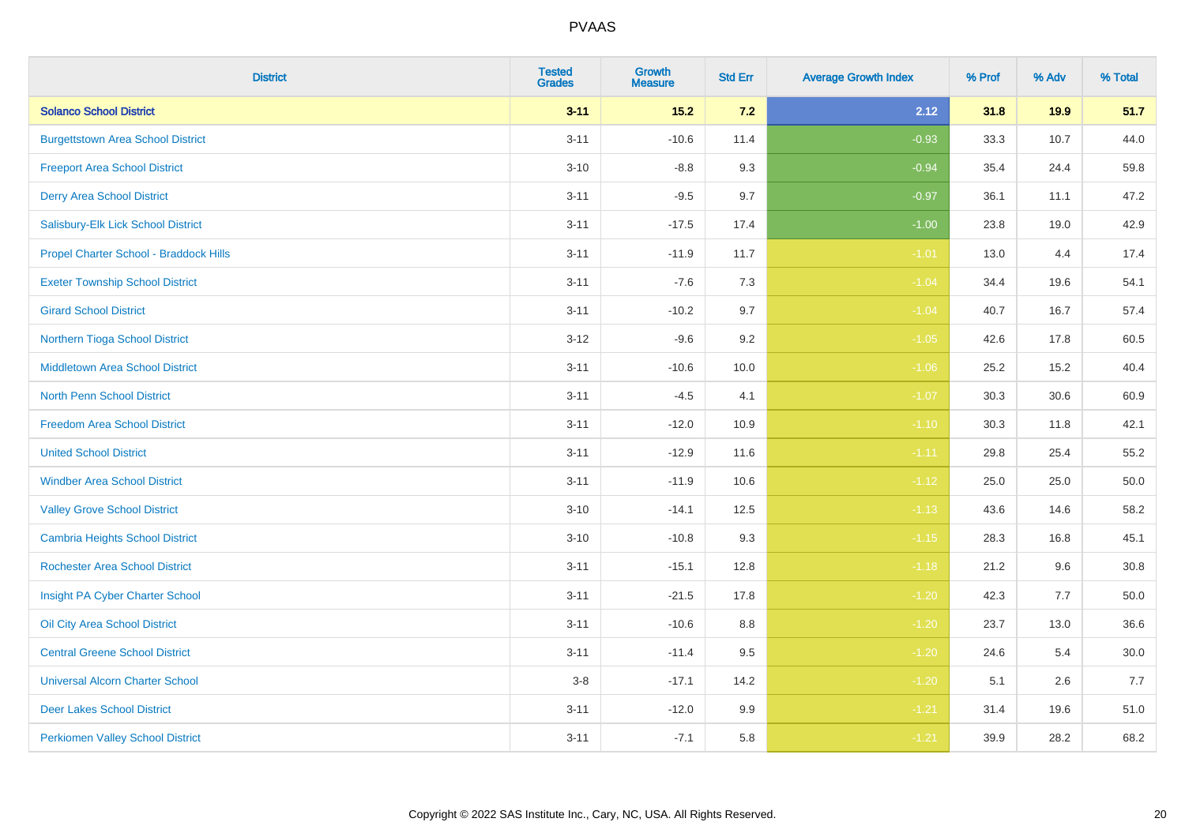| District | Tested Grades | Growth Measure | Std Err | Average Growth Index | % Prof | % Adv | % Total |
|---|---|---|---|---|---|---|---|
| **Solanco School District** | **3-11** | **15.2** | **7.2** | **2.12** | **31.8** | **19.9** | **51.7** |
| Burgettstown Area School District | 3-11 | -10.6 | 11.4 | -0.93 | 33.3 | 10.7 | 44.0 |
| Freeport Area School District | 3-10 | -8.8 | 9.3 | -0.94 | 35.4 | 24.4 | 59.8 |
| Derry Area School District | 3-11 | -9.5 | 9.7 | -0.97 | 36.1 | 11.1 | 47.2 |
| Salisbury-Elk Lick School District | 3-11 | -17.5 | 17.4 | -1.00 | 23.8 | 19.0 | 42.9 |
| Propel Charter School - Braddock Hills | 3-11 | -11.9 | 11.7 | -1.01 | 13.0 | 4.4 | 17.4 |
| Exeter Township School District | 3-11 | -7.6 | 7.3 | -1.04 | 34.4 | 19.6 | 54.1 |
| Girard School District | 3-11 | -10.2 | 9.7 | -1.04 | 40.7 | 16.7 | 57.4 |
| Northern Tioga School District | 3-12 | -9.6 | 9.2 | -1.05 | 42.6 | 17.8 | 60.5 |
| Middletown Area School District | 3-11 | -10.6 | 10.0 | -1.06 | 25.2 | 15.2 | 40.4 |
| North Penn School District | 3-11 | -4.5 | 4.1 | -1.07 | 30.3 | 30.6 | 60.9 |
| Freedom Area School District | 3-11 | -12.0 | 10.9 | -1.10 | 30.3 | 11.8 | 42.1 |
| United School District | 3-11 | -12.9 | 11.6 | -1.11 | 29.8 | 25.4 | 55.2 |
| Windber Area School District | 3-11 | -11.9 | 10.6 | -1.12 | 25.0 | 25.0 | 50.0 |
| Valley Grove School District | 3-10 | -14.1 | 12.5 | -1.13 | 43.6 | 14.6 | 58.2 |
| Cambria Heights School District | 3-10 | -10.8 | 9.3 | -1.15 | 28.3 | 16.8 | 45.1 |
| Rochester Area School District | 3-11 | -15.1 | 12.8 | -1.18 | 21.2 | 9.6 | 30.8 |
| Insight PA Cyber Charter School | 3-11 | -21.5 | 17.8 | -1.20 | 42.3 | 7.7 | 50.0 |
| Oil City Area School District | 3-11 | -10.6 | 8.8 | -1.20 | 23.7 | 13.0 | 36.6 |
| Central Greene School District | 3-11 | -11.4 | 9.5 | -1.20 | 24.6 | 5.4 | 30.0 |
| Universal Alcorn Charter School | 3-8 | -17.1 | 14.2 | -1.20 | 5.1 | 2.6 | 7.7 |
| Deer Lakes School District | 3-11 | -12.0 | 9.9 | -1.21 | 31.4 | 19.6 | 51.0 |
| Perkiomen Valley School District | 3-11 | -7.1 | 5.8 | -1.21 | 39.9 | 28.2 | 68.2 |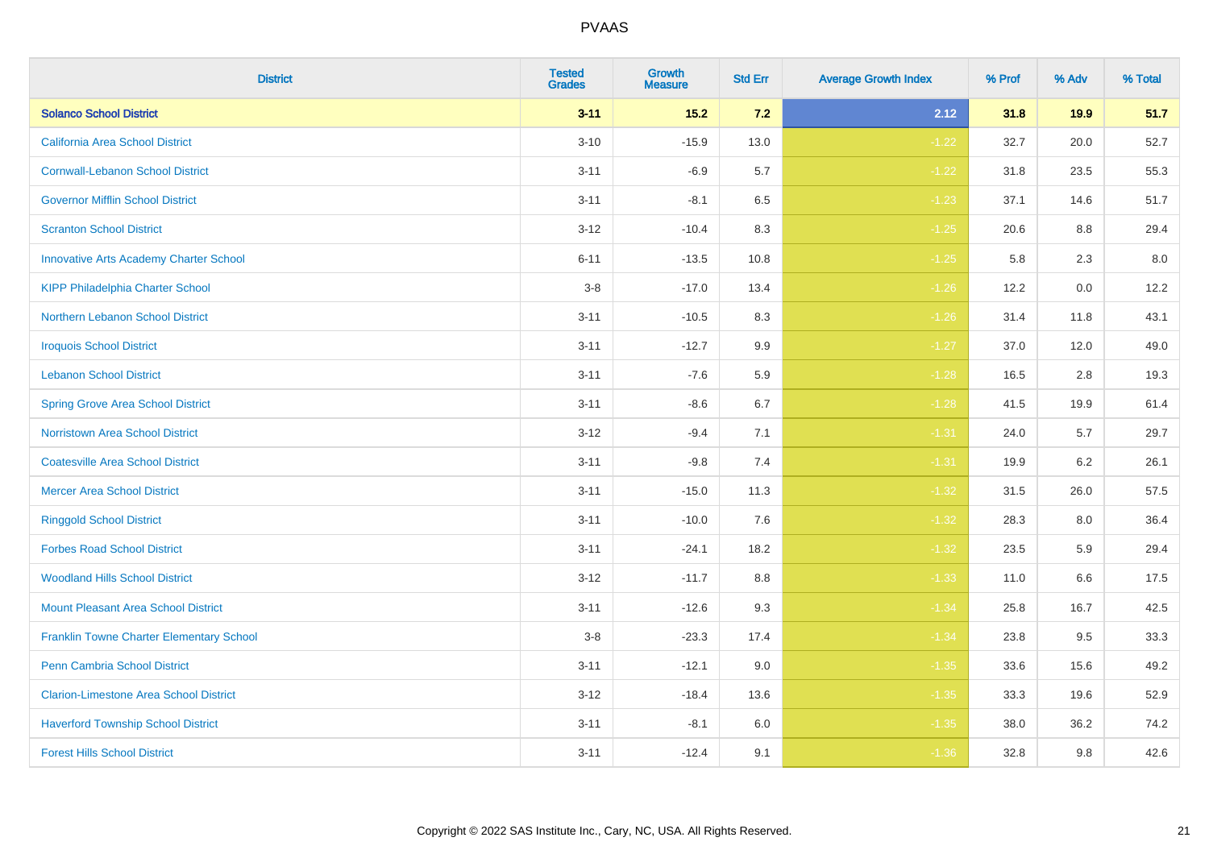PVAAS

| District | Tested Grades | Growth Measure | Std Err | Average Growth Index | % Prof | % Adv | % Total |
|---|---|---|---|---|---|---|---|
| **Solanco School District** | **3-11** | **15.2** | **7.2** | **2.12** | **31.8** | **19.9** | **51.7** |
| California Area School District | 3-10 | -15.9 | 13.0 | -1.22 | 32.7 | 20.0 | 52.7 |
| Cornwall-Lebanon School District | 3-11 | -6.9 | 5.7 | -1.22 | 31.8 | 23.5 | 55.3 |
| Governor Mifflin School District | 3-11 | -8.1 | 6.5 | -1.23 | 37.1 | 14.6 | 51.7 |
| Scranton School District | 3-12 | -10.4 | 8.3 | -1.25 | 20.6 | 8.8 | 29.4 |
| Innovative Arts Academy Charter School | 6-11 | -13.5 | 10.8 | -1.25 | 5.8 | 2.3 | 8.0 |
| KIPP Philadelphia Charter School | 3-8 | -17.0 | 13.4 | -1.26 | 12.2 | 0.0 | 12.2 |
| Northern Lebanon School District | 3-11 | -10.5 | 8.3 | -1.26 | 31.4 | 11.8 | 43.1 |
| Iroquois School District | 3-11 | -12.7 | 9.9 | -1.27 | 37.0 | 12.0 | 49.0 |
| Lebanon School District | 3-11 | -7.6 | 5.9 | -1.28 | 16.5 | 2.8 | 19.3 |
| Spring Grove Area School District | 3-11 | -8.6 | 6.7 | -1.28 | 41.5 | 19.9 | 61.4 |
| Norristown Area School District | 3-12 | -9.4 | 7.1 | -1.31 | 24.0 | 5.7 | 29.7 |
| Coatesville Area School District | 3-11 | -9.8 | 7.4 | -1.31 | 19.9 | 6.2 | 26.1 |
| Mercer Area School District | 3-11 | -15.0 | 11.3 | -1.32 | 31.5 | 26.0 | 57.5 |
| Ringgold School District | 3-11 | -10.0 | 7.6 | -1.32 | 28.3 | 8.0 | 36.4 |
| Forbes Road School District | 3-11 | -24.1 | 18.2 | -1.32 | 23.5 | 5.9 | 29.4 |
| Woodland Hills School District | 3-12 | -11.7 | 8.8 | -1.33 | 11.0 | 6.6 | 17.5 |
| Mount Pleasant Area School District | 3-11 | -12.6 | 9.3 | -1.34 | 25.8 | 16.7 | 42.5 |
| Franklin Towne Charter Elementary School | 3-8 | -23.3 | 17.4 | -1.34 | 23.8 | 9.5 | 33.3 |
| Penn Cambria School District | 3-11 | -12.1 | 9.0 | -1.35 | 33.6 | 15.6 | 49.2 |
| Clarion-Limestone Area School District | 3-12 | -18.4 | 13.6 | -1.35 | 33.3 | 19.6 | 52.9 |
| Haverford Township School District | 3-11 | -8.1 | 6.0 | -1.35 | 38.0 | 36.2 | 74.2 |
| Forest Hills School District | 3-11 | -12.4 | 9.1 | -1.36 | 32.8 | 9.8 | 42.6 |

Copyright © 2022 SAS Institute Inc., Cary, NC, USA. All Rights Reserved.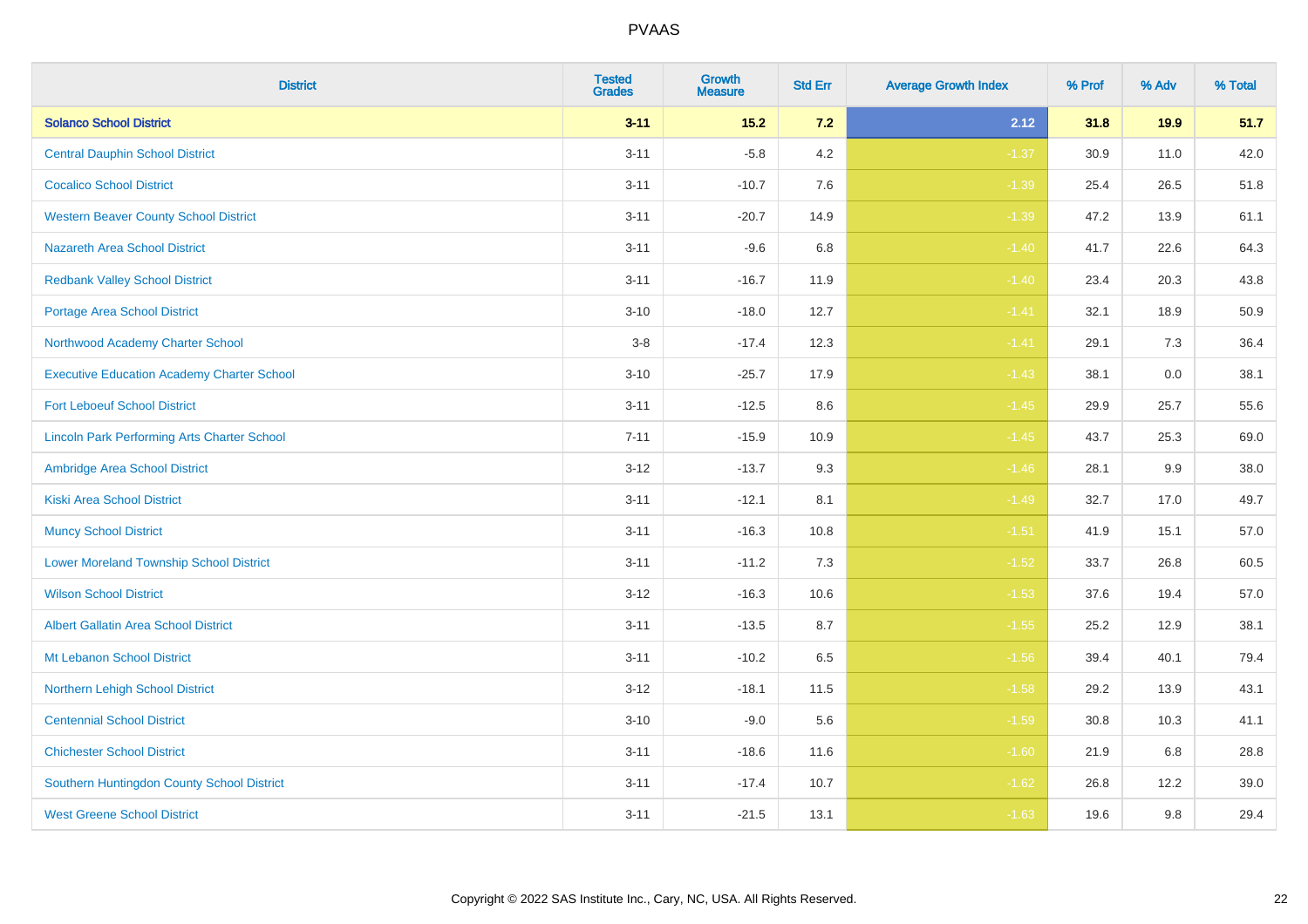| District | Tested Grades | Growth Measure | Std Err | Average Growth Index | % Prof | % Adv | % Total |
|---|---|---|---|---|---|---|---|
| **Solanco School District** | **3-11** | **15.2** | **7.2** | **2.12** | **31.8** | **19.9** | **51.7** |
| Central Dauphin School District | 3-11 | -5.8 | 4.2 | -1.37 | 30.9 | 11.0 | 42.0 |
| Cocalico School District | 3-11 | -10.7 | 7.6 | -1.39 | 25.4 | 26.5 | 51.8 |
| Western Beaver County School District | 3-11 | -20.7 | 14.9 | -1.39 | 47.2 | 13.9 | 61.1 |
| Nazareth Area School District | 3-11 | -9.6 | 6.8 | -1.40 | 41.7 | 22.6 | 64.3 |
| Redbank Valley School District | 3-11 | -16.7 | 11.9 | -1.40 | 23.4 | 20.3 | 43.8 |
| Portage Area School District | 3-10 | -18.0 | 12.7 | -1.41 | 32.1 | 18.9 | 50.9 |
| Northwood Academy Charter School | 3-8 | -17.4 | 12.3 | -1.41 | 29.1 | 7.3 | 36.4 |
| Executive Education Academy Charter School | 3-10 | -25.7 | 17.9 | -1.43 | 38.1 | 0.0 | 38.1 |
| Fort Leboeuf School District | 3-11 | -12.5 | 8.6 | -1.45 | 29.9 | 25.7 | 55.6 |
| Lincoln Park Performing Arts Charter School | 7-11 | -15.9 | 10.9 | -1.45 | 43.7 | 25.3 | 69.0 |
| Ambridge Area School District | 3-12 | -13.7 | 9.3 | -1.46 | 28.1 | 9.9 | 38.0 |
| Kiski Area School District | 3-11 | -12.1 | 8.1 | -1.49 | 32.7 | 17.0 | 49.7 |
| Muncy School District | 3-11 | -16.3 | 10.8 | -1.51 | 41.9 | 15.1 | 57.0 |
| Lower Moreland Township School District | 3-11 | -11.2 | 7.3 | -1.52 | 33.7 | 26.8 | 60.5 |
| Wilson School District | 3-12 | -16.3 | 10.6 | -1.53 | 37.6 | 19.4 | 57.0 |
| Albert Gallatin Area School District | 3-11 | -13.5 | 8.7 | -1.55 | 25.2 | 12.9 | 38.1 |
| Mt Lebanon School District | 3-11 | -10.2 | 6.5 | -1.56 | 39.4 | 40.1 | 79.4 |
| Northern Lehigh School District | 3-12 | -18.1 | 11.5 | -1.58 | 29.2 | 13.9 | 43.1 |
| Centennial School District | 3-10 | -9.0 | 5.6 | -1.59 | 30.8 | 10.3 | 41.1 |
| Chichester School District | 3-11 | -18.6 | 11.6 | -1.60 | 21.9 | 6.8 | 28.8 |
| Southern Huntingdon County School District | 3-11 | -17.4 | 10.7 | -1.62 | 26.8 | 12.2 | 39.0 |
| West Greene School District | 3-11 | -21.5 | 13.1 | -1.63 | 19.6 | 9.8 | 29.4 |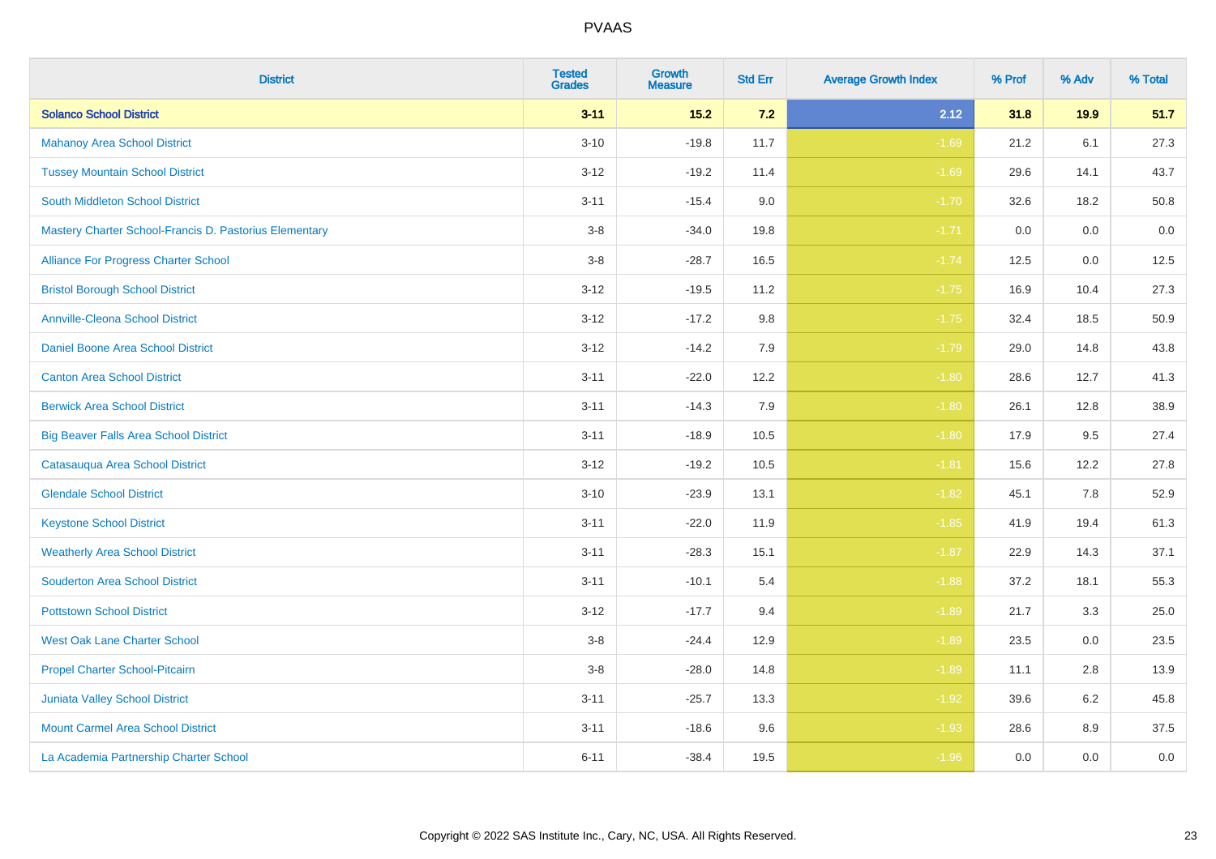# PVAAS

| District | Tested Grades | Growth Measure | Std Err | Average Growth Index | % Prof | % Adv | % Total |
|---|---|---|---|---|---|---|---|
| **Solanco School District** | **3-11** | **15.2** | **7.2** | **2.12** | **31.8** | **19.9** | **51.7** |
| Mahanoy Area School District | 3-10 | -19.8 | 11.7 | -1.69 | 21.2 | 6.1 | 27.3 |
| Tussey Mountain School District | 3-12 | -19.2 | 11.4 | -1.69 | 29.6 | 14.1 | 43.7 |
| South Middleton School District | 3-11 | -15.4 | 9.0 | -1.70 | 32.6 | 18.2 | 50.8 |
| Mastery Charter School-Francis D. Pastorius Elementary | 3-8 | -34.0 | 19.8 | -1.71 | 0.0 | 0.0 | 0.0 |
| Alliance For Progress Charter School | 3-8 | -28.7 | 16.5 | -1.74 | 12.5 | 0.0 | 12.5 |
| Bristol Borough School District | 3-12 | -19.5 | 11.2 | -1.75 | 16.9 | 10.4 | 27.3 |
| Annville-Cleona School District | 3-12 | -17.2 | 9.8 | -1.75 | 32.4 | 18.5 | 50.9 |
| Daniel Boone Area School District | 3-12 | -14.2 | 7.9 | -1.79 | 29.0 | 14.8 | 43.8 |
| Canton Area School District | 3-11 | -22.0 | 12.2 | -1.80 | 28.6 | 12.7 | 41.3 |
| Berwick Area School District | 3-11 | -14.3 | 7.9 | -1.80 | 26.1 | 12.8 | 38.9 |
| Big Beaver Falls Area School District | 3-11 | -18.9 | 10.5 | -1.80 | 17.9 | 9.5 | 27.4 |
| Catasauqua Area School District | 3-12 | -19.2 | 10.5 | -1.81 | 15.6 | 12.2 | 27.8 |
| Glendale School District | 3-10 | -23.9 | 13.1 | -1.82 | 45.1 | 7.8 | 52.9 |
| Keystone School District | 3-11 | -22.0 | 11.9 | -1.85 | 41.9 | 19.4 | 61.3 |
| Weatherly Area School District | 3-11 | -28.3 | 15.1 | -1.87 | 22.9 | 14.3 | 37.1 |
| Souderton Area School District | 3-11 | -10.1 | 5.4 | -1.88 | 37.2 | 18.1 | 55.3 |
| Pottstown School District | 3-12 | -17.7 | 9.4 | -1.89 | 21.7 | 3.3 | 25.0 |
| West Oak Lane Charter School | 3-8 | -24.4 | 12.9 | -1.89 | 23.5 | 0.0 | 23.5 |
| Propel Charter School-Pitcairn | 3-8 | -28.0 | 14.8 | -1.89 | 11.1 | 2.8 | 13.9 |
| Juniata Valley School District | 3-11 | -25.7 | 13.3 | -1.92 | 39.6 | 6.2 | 45.8 |
| Mount Carmel Area School District | 3-11 | -18.6 | 9.6 | -1.93 | 28.6 | 8.9 | 37.5 |
| La Academia Partnership Charter School | 6-11 | -38.4 | 19.5 | -1.96 | 0.0 | 0.0 | 0.0 |

Copyright © 2022 SAS Institute Inc., Cary, NC, USA. All Rights Reserved.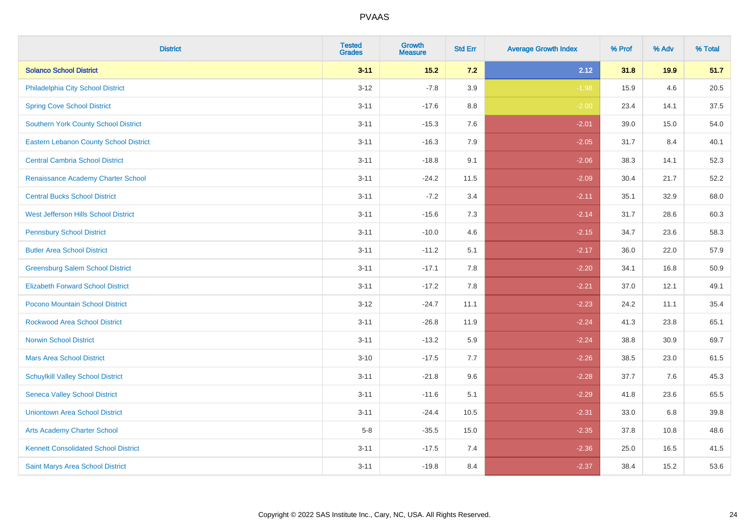| District | Tested Grades | Growth Measure | Std Err | Average Growth Index | % Prof | % Adv | % Total |
|---|---|---|---|---|---|---|---|
| **Solanco School District** | **3-11** | **15.2** | **7.2** | **2.12** | **31.8** | **19.9** | **51.7** |
| Philadelphia City School District | 3-12 | -7.8 | 3.9 | -1.98 | 15.9 | 4.6 | 20.5 |
| Spring Cove School District | 3-11 | -17.6 | 8.8 | -2.00 | 23.4 | 14.1 | 37.5 |
| Southern York County School District | 3-11 | -15.3 | 7.6 | -2.01 | 39.0 | 15.0 | 54.0 |
| Eastern Lebanon County School District | 3-11 | -16.3 | 7.9 | -2.05 | 31.7 | 8.4 | 40.1 |
| Central Cambria School District | 3-11 | -18.8 | 9.1 | -2.06 | 38.3 | 14.1 | 52.3 |
| Renaissance Academy Charter School | 3-11 | -24.2 | 11.5 | -2.09 | 30.4 | 21.7 | 52.2 |
| Central Bucks School District | 3-11 | -7.2 | 3.4 | -2.11 | 35.1 | 32.9 | 68.0 |
| West Jefferson Hills School District | 3-11 | -15.6 | 7.3 | -2.14 | 31.7 | 28.6 | 60.3 |
| Pennsbury School District | 3-11 | -10.0 | 4.6 | -2.15 | 34.7 | 23.6 | 58.3 |
| Butler Area School District | 3-11 | -11.2 | 5.1 | -2.17 | 36.0 | 22.0 | 57.9 |
| Greensburg Salem School District | 3-11 | -17.1 | 7.8 | -2.20 | 34.1 | 16.8 | 50.9 |
| Elizabeth Forward School District | 3-11 | -17.2 | 7.8 | -2.21 | 37.0 | 12.1 | 49.1 |
| Pocono Mountain School District | 3-12 | -24.7 | 11.1 | -2.23 | 24.2 | 11.1 | 35.4 |
| Rockwood Area School District | 3-11 | -26.8 | 11.9 | -2.24 | 41.3 | 23.8 | 65.1 |
| Norwin School District | 3-11 | -13.2 | 5.9 | -2.24 | 38.8 | 30.9 | 69.7 |
| Mars Area School District | 3-10 | -17.5 | 7.7 | -2.26 | 38.5 | 23.0 | 61.5 |
| Schuylkill Valley School District | 3-11 | -21.8 | 9.6 | -2.28 | 37.7 | 7.6 | 45.3 |
| Seneca Valley School District | 3-11 | -11.6 | 5.1 | -2.29 | 41.8 | 23.6 | 65.5 |
| Uniontown Area School District | 3-11 | -24.4 | 10.5 | -2.31 | 33.0 | 6.8 | 39.8 |
| Arts Academy Charter School | 5-8 | -35.5 | 15.0 | -2.35 | 37.8 | 10.8 | 48.6 |
| Kennett Consolidated School District | 3-11 | -17.5 | 7.4 | -2.36 | 25.0 | 16.5 | 41.5 |
| Saint Marys Area School District | 3-11 | -19.8 | 8.4 | -2.37 | 38.4 | 15.2 | 53.6 |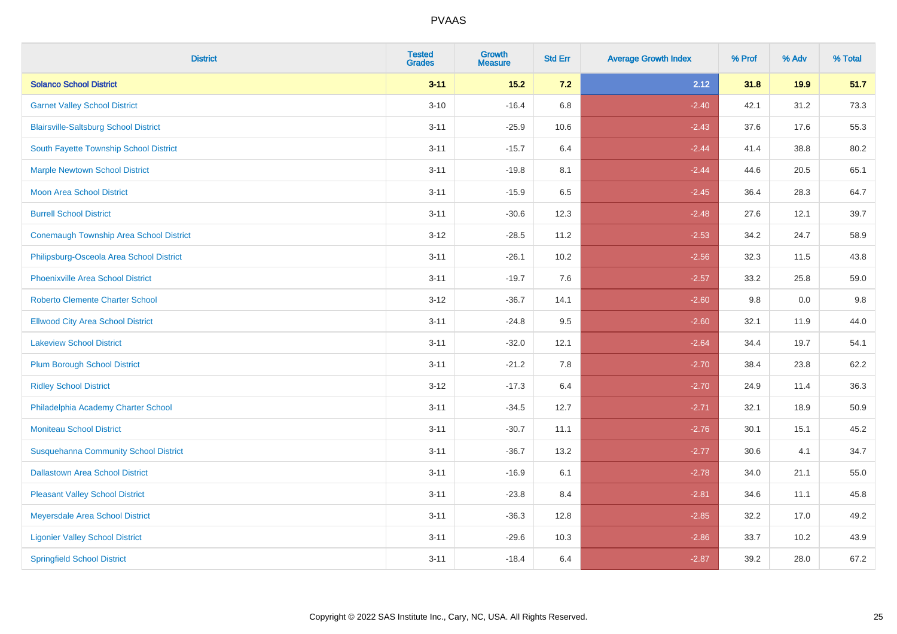PVAAS

| District | Tested Grades | Growth Measure | Std Err | Average Growth Index | % Prof | % Adv | % Total |
|---|---|---|---|---|---|---|---|
| **Solanco School District** | **3-11** | **15.2** | **7.2** | **2.12** | **31.8** | **19.9** | **51.7** |
| Garnet Valley School District | 3-10 | -16.4 | 6.8 | -2.40 | 42.1 | 31.2 | 73.3 |
| Blairsville-Saltsburg School District | 3-11 | -25.9 | 10.6 | -2.43 | 37.6 | 17.6 | 55.3 |
| South Fayette Township School District | 3-11 | -15.7 | 6.4 | -2.44 | 41.4 | 38.8 | 80.2 |
| Marple Newtown School District | 3-11 | -19.8 | 8.1 | -2.44 | 44.6 | 20.5 | 65.1 |
| Moon Area School District | 3-11 | -15.9 | 6.5 | -2.45 | 36.4 | 28.3 | 64.7 |
| Burrell School District | 3-11 | -30.6 | 12.3 | -2.48 | 27.6 | 12.1 | 39.7 |
| Conemaugh Township Area School District | 3-12 | -28.5 | 11.2 | -2.53 | 34.2 | 24.7 | 58.9 |
| Philipsburg-Osceola Area School District | 3-11 | -26.1 | 10.2 | -2.56 | 32.3 | 11.5 | 43.8 |
| Phoenixville Area School District | 3-11 | -19.7 | 7.6 | -2.57 | 33.2 | 25.8 | 59.0 |
| Roberto Clemente Charter School | 3-12 | -36.7 | 14.1 | -2.60 | 9.8 | 0.0 | 9.8 |
| Ellwood City Area School District | 3-11 | -24.8 | 9.5 | -2.60 | 32.1 | 11.9 | 44.0 |
| Lakeview School District | 3-11 | -32.0 | 12.1 | -2.64 | 34.4 | 19.7 | 54.1 |
| Plum Borough School District | 3-11 | -21.2 | 7.8 | -2.70 | 38.4 | 23.8 | 62.2 |
| Ridley School District | 3-12 | -17.3 | 6.4 | -2.70 | 24.9 | 11.4 | 36.3 |
| Philadelphia Academy Charter School | 3-11 | -34.5 | 12.7 | -2.71 | 32.1 | 18.9 | 50.9 |
| Moniteau School District | 3-11 | -30.7 | 11.1 | -2.76 | 30.1 | 15.1 | 45.2 |
| Susquehanna Community School District | 3-11 | -36.7 | 13.2 | -2.77 | 30.6 | 4.1 | 34.7 |
| Dallastown Area School District | 3-11 | -16.9 | 6.1 | -2.78 | 34.0 | 21.1 | 55.0 |
| Pleasant Valley School District | 3-11 | -23.8 | 8.4 | -2.81 | 34.6 | 11.1 | 45.8 |
| Meyersdale Area School District | 3-11 | -36.3 | 12.8 | -2.85 | 32.2 | 17.0 | 49.2 |
| Ligonier Valley School District | 3-11 | -29.6 | 10.3 | -2.86 | 33.7 | 10.2 | 43.9 |
| Springfield School District | 3-11 | -18.4 | 6.4 | -2.87 | 39.2 | 28.0 | 67.2 |

Copyright © 2022 SAS Institute Inc., Cary, NC, USA. All Rights Reserved.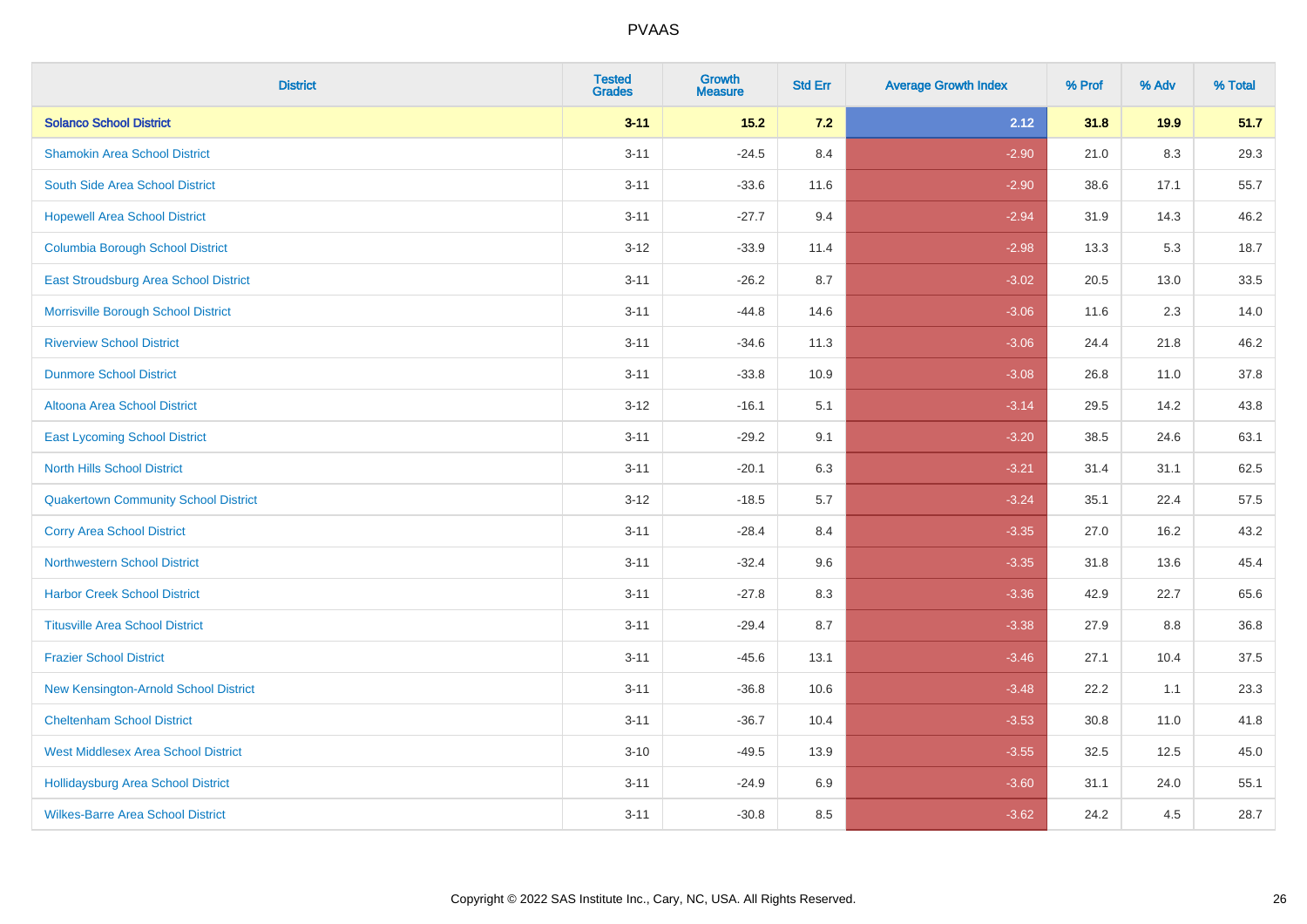PVAAS

| District | Tested Grades | Growth Measure | Std Err | Average Growth Index | % Prof | % Adv | % Total |
|---|---|---|---|---|---|---|---|
| **Solanco School District** | **3-11** | **15.2** | **7.2** | **2.12** | **31.8** | **19.9** | **51.7** |
| Shamokin Area School District | 3-11 | -24.5 | 8.4 | -2.90 | 21.0 | 8.3 | 29.3 |
| South Side Area School District | 3-11 | -33.6 | 11.6 | -2.90 | 38.6 | 17.1 | 55.7 |
| Hopewell Area School District | 3-11 | -27.7 | 9.4 | -2.94 | 31.9 | 14.3 | 46.2 |
| Columbia Borough School District | 3-12 | -33.9 | 11.4 | -2.98 | 13.3 | 5.3 | 18.7 |
| East Stroudsburg Area School District | 3-11 | -26.2 | 8.7 | -3.02 | 20.5 | 13.0 | 33.5 |
| Morrisville Borough School District | 3-11 | -44.8 | 14.6 | -3.06 | 11.6 | 2.3 | 14.0 |
| Riverview School District | 3-11 | -34.6 | 11.3 | -3.06 | 24.4 | 21.8 | 46.2 |
| Dunmore School District | 3-11 | -33.8 | 10.9 | -3.08 | 26.8 | 11.0 | 37.8 |
| Altoona Area School District | 3-12 | -16.1 | 5.1 | -3.14 | 29.5 | 14.2 | 43.8 |
| East Lycoming School District | 3-11 | -29.2 | 9.1 | -3.20 | 38.5 | 24.6 | 63.1 |
| North Hills School District | 3-11 | -20.1 | 6.3 | -3.21 | 31.4 | 31.1 | 62.5 |
| Quakertown Community School District | 3-12 | -18.5 | 5.7 | -3.24 | 35.1 | 22.4 | 57.5 |
| Corry Area School District | 3-11 | -28.4 | 8.4 | -3.35 | 27.0 | 16.2 | 43.2 |
| Northwestern School District | 3-11 | -32.4 | 9.6 | -3.35 | 31.8 | 13.6 | 45.4 |
| Harbor Creek School District | 3-11 | -27.8 | 8.3 | -3.36 | 42.9 | 22.7 | 65.6 |
| Titusville Area School District | 3-11 | -29.4 | 8.7 | -3.38 | 27.9 | 8.8 | 36.8 |
| Frazier School District | 3-11 | -45.6 | 13.1 | -3.46 | 27.1 | 10.4 | 37.5 |
| New Kensington-Arnold School District | 3-11 | -36.8 | 10.6 | -3.48 | 22.2 | 1.1 | 23.3 |
| Cheltenham School District | 3-11 | -36.7 | 10.4 | -3.53 | 30.8 | 11.0 | 41.8 |
| West Middlesex Area School District | 3-10 | -49.5 | 13.9 | -3.55 | 32.5 | 12.5 | 45.0 |
| Hollidaysburg Area School District | 3-11 | -24.9 | 6.9 | -3.60 | 31.1 | 24.0 | 55.1 |
| Wilkes-Barre Area School District | 3-11 | -30.8 | 8.5 | -3.62 | 24.2 | 4.5 | 28.7 |

Copyright © 2022 SAS Institute Inc., Cary, NC, USA. All Rights Reserved.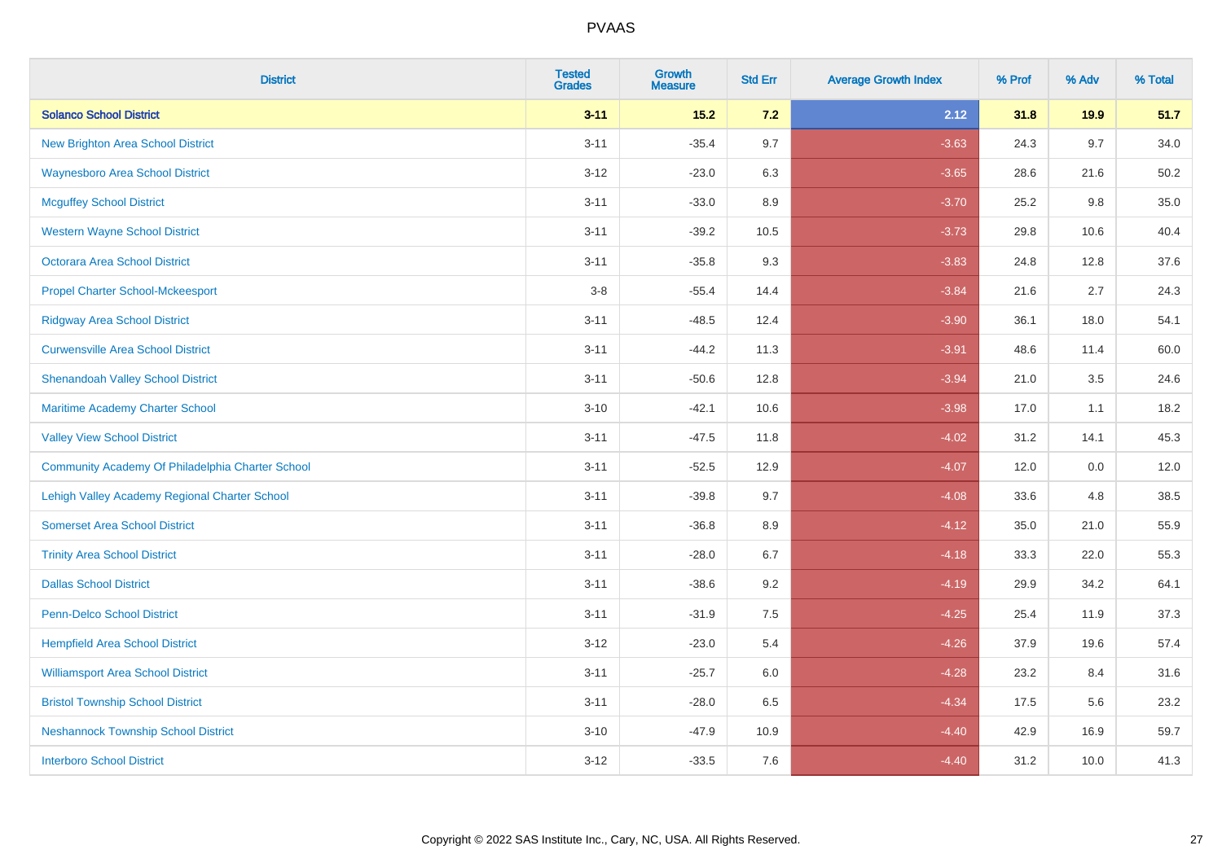| District | Tested Grades | Growth Measure | Std Err | Average Growth Index | % Prof | % Adv | % Total |
|---|---|---|---|---|---|---|---|
| **Solanco School District** | **3-11** | **15.2** | **7.2** | **2.12** | **31.8** | **19.9** | **51.7** |
| New Brighton Area School District | 3-11 | -35.4 | 9.7 | -3.63 | 24.3 | 9.7 | 34.0 |
| Waynesboro Area School District | 3-12 | -23.0 | 6.3 | -3.65 | 28.6 | 21.6 | 50.2 |
| Mcguffey School District | 3-11 | -33.0 | 8.9 | -3.70 | 25.2 | 9.8 | 35.0 |
| Western Wayne School District | 3-11 | -39.2 | 10.5 | -3.73 | 29.8 | 10.6 | 40.4 |
| Octorara Area School District | 3-11 | -35.8 | 9.3 | -3.83 | 24.8 | 12.8 | 37.6 |
| Propel Charter School-Mckeesport | 3-8 | -55.4 | 14.4 | -3.84 | 21.6 | 2.7 | 24.3 |
| Ridgway Area School District | 3-11 | -48.5 | 12.4 | -3.90 | 36.1 | 18.0 | 54.1 |
| Curwensville Area School District | 3-11 | -44.2 | 11.3 | -3.91 | 48.6 | 11.4 | 60.0 |
| Shenandoah Valley School District | 3-11 | -50.6 | 12.8 | -3.94 | 21.0 | 3.5 | 24.6 |
| Maritime Academy Charter School | 3-10 | -42.1 | 10.6 | -3.98 | 17.0 | 1.1 | 18.2 |
| Valley View School District | 3-11 | -47.5 | 11.8 | -4.02 | 31.2 | 14.1 | 45.3 |
| Community Academy Of Philadelphia Charter School | 3-11 | -52.5 | 12.9 | -4.07 | 12.0 | 0.0 | 12.0 |
| Lehigh Valley Academy Regional Charter School | 3-11 | -39.8 | 9.7 | -4.08 | 33.6 | 4.8 | 38.5 |
| Somerset Area School District | 3-11 | -36.8 | 8.9 | -4.12 | 35.0 | 21.0 | 55.9 |
| Trinity Area School District | 3-11 | -28.0 | 6.7 | -4.18 | 33.3 | 22.0 | 55.3 |
| Dallas School District | 3-11 | -38.6 | 9.2 | -4.19 | 29.9 | 34.2 | 64.1 |
| Penn-Delco School District | 3-11 | -31.9 | 7.5 | -4.25 | 25.4 | 11.9 | 37.3 |
| Hempfield Area School District | 3-12 | -23.0 | 5.4 | -4.26 | 37.9 | 19.6 | 57.4 |
| Williamsport Area School District | 3-11 | -25.7 | 6.0 | -4.28 | 23.2 | 8.4 | 31.6 |
| Bristol Township School District | 3-11 | -28.0 | 6.5 | -4.34 | 17.5 | 5.6 | 23.2 |
| Neshannock Township School District | 3-10 | -47.9 | 10.9 | -4.40 | 42.9 | 16.9 | 59.7 |
| Interboro School District | 3-12 | -33.5 | 7.6 | -4.40 | 31.2 | 10.0 | 41.3 |

Copyright © 2022 SAS Institute Inc., Cary, NC, USA. All Rights Reserved.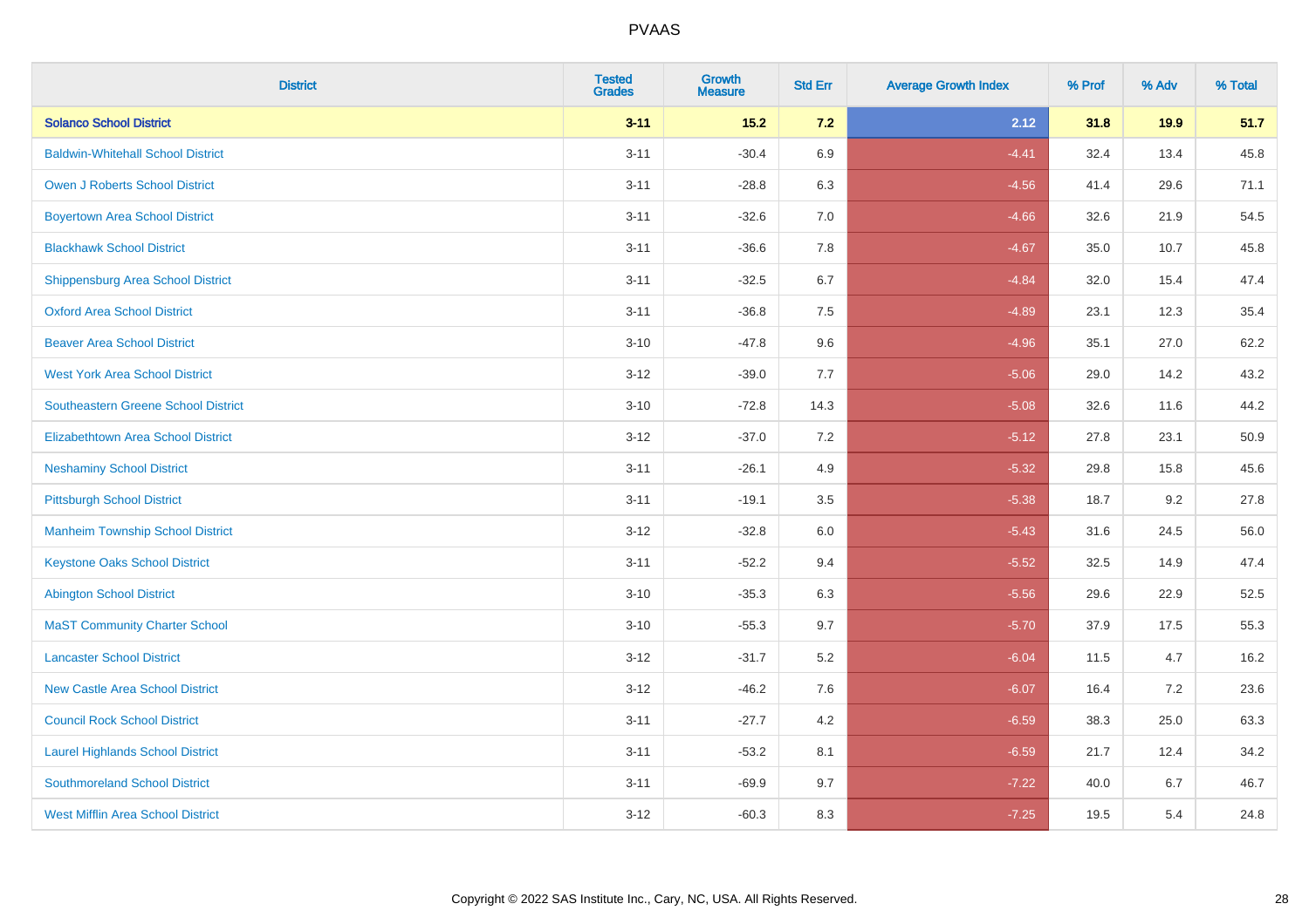# PVAAS

| District | Tested Grades | Growth Measure | Std Err | Average Growth Index | % Prof | % Adv | % Total |
|---|---|---|---|---|---|---|---|
| **Solanco School District** | **3-11** | **15.2** | **7.2** | **2.12** | **31.8** | **19.9** | **51.7** |
| Baldwin-Whitehall School District | 3-11 | -30.4 | 6.9 | -4.41 | 32.4 | 13.4 | 45.8 |
| Owen J Roberts School District | 3-11 | -28.8 | 6.3 | -4.56 | 41.4 | 29.6 | 71.1 |
| Boyertown Area School District | 3-11 | -32.6 | 7.0 | -4.66 | 32.6 | 21.9 | 54.5 |
| Blackhawk School District | 3-11 | -36.6 | 7.8 | -4.67 | 35.0 | 10.7 | 45.8 |
| Shippensburg Area School District | 3-11 | -32.5 | 6.7 | -4.84 | 32.0 | 15.4 | 47.4 |
| Oxford Area School District | 3-11 | -36.8 | 7.5 | -4.89 | 23.1 | 12.3 | 35.4 |
| Beaver Area School District | 3-10 | -47.8 | 9.6 | -4.96 | 35.1 | 27.0 | 62.2 |
| West York Area School District | 3-12 | -39.0 | 7.7 | -5.06 | 29.0 | 14.2 | 43.2 |
| Southeastern Greene School District | 3-10 | -72.8 | 14.3 | -5.08 | 32.6 | 11.6 | 44.2 |
| Elizabethtown Area School District | 3-12 | -37.0 | 7.2 | -5.12 | 27.8 | 23.1 | 50.9 |
| Neshaminy School District | 3-11 | -26.1 | 4.9 | -5.32 | 29.8 | 15.8 | 45.6 |
| Pittsburgh School District | 3-11 | -19.1 | 3.5 | -5.38 | 18.7 | 9.2 | 27.8 |
| Manheim Township School District | 3-12 | -32.8 | 6.0 | -5.43 | 31.6 | 24.5 | 56.0 |
| Keystone Oaks School District | 3-11 | -52.2 | 9.4 | -5.52 | 32.5 | 14.9 | 47.4 |
| Abington School District | 3-10 | -35.3 | 6.3 | -5.56 | 29.6 | 22.9 | 52.5 |
| MaST Community Charter School | 3-10 | -55.3 | 9.7 | -5.70 | 37.9 | 17.5 | 55.3 |
| Lancaster School District | 3-12 | -31.7 | 5.2 | -6.04 | 11.5 | 4.7 | 16.2 |
| New Castle Area School District | 3-12 | -46.2 | 7.6 | -6.07 | 16.4 | 7.2 | 23.6 |
| Council Rock School District | 3-11 | -27.7 | 4.2 | -6.59 | 38.3 | 25.0 | 63.3 |
| Laurel Highlands School District | 3-11 | -53.2 | 8.1 | -6.59 | 21.7 | 12.4 | 34.2 |
| Southmoreland School District | 3-11 | -69.9 | 9.7 | -7.22 | 40.0 | 6.7 | 46.7 |
| West Mifflin Area School District | 3-12 | -60.3 | 8.3 | -7.25 | 19.5 | 5.4 | 24.8 |

Copyright © 2022 SAS Institute Inc., Cary, NC, USA. All Rights Reserved.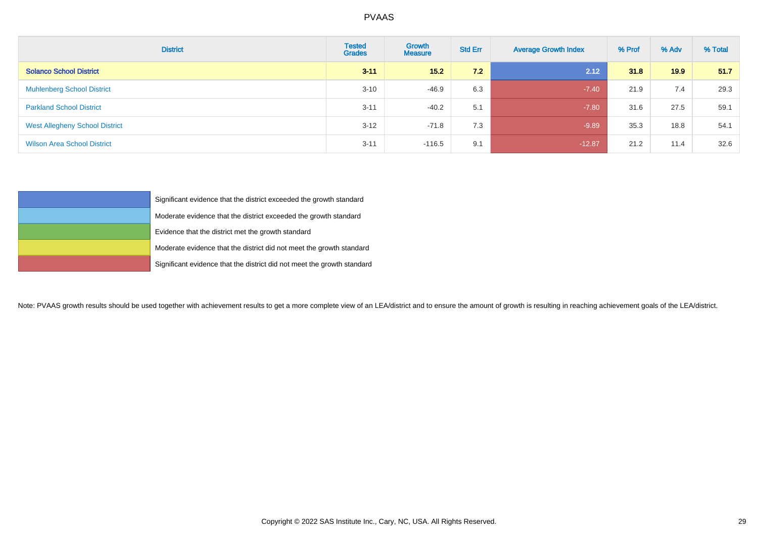# PVAAS

| District | Tested Grades | Growth Measure | Std Err | Average Growth Index | % Prof | % Adv | % Total |
|---|---|---|---|---|---|---|---|
| **Solanco School District** | **3-11** | **15.2** | **7.2** | **2.12** | **31.8** | **19.9** | **51.7** |
| Muhlenberg School District | 3-10 | -46.9 | 6.3 | -7.40 | 21.9 | 7.4 | 29.3 |
| Parkland School District | 3-11 | -40.2 | 5.1 | -7.80 | 31.6 | 27.5 | 59.1 |
| West Allegheny School District | 3-12 | -71.8 | 7.3 | -9.89 | 35.3 | 18.8 | 54.1 |
| Wilson Area School District | 3-11 | -116.5 | 9.1 | -12.87 | 21.2 | 11.4 | 32.6 |

- Significant evidence that the district exceeded the growth standard
- Moderate evidence that the district exceeded the growth standard
- Evidence that the district met the growth standard
- Moderate evidence that the district did not meet the growth standard
- Significant evidence that the district did not meet the growth standard

Note: PVAAS growth results should be used together with achievement results to get a more complete view of an LEA/district and to ensure the amount of growth is resulting in reaching achievement goals of the LEA/district.

Copyright © 2022 SAS Institute Inc., Cary, NC, USA. All Rights Reserved.